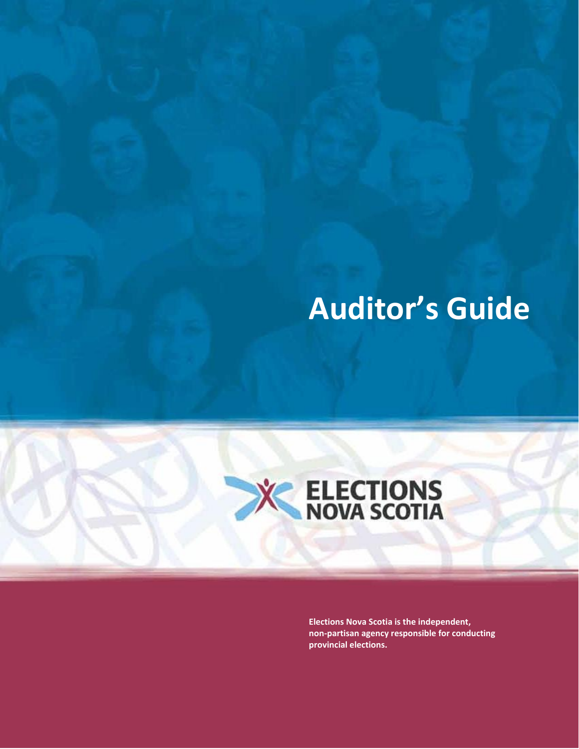# Auditor's Guide

ELECTIONS NOVA SCOTIA

**Elections Nova Scotia is the independent, non-partisan agency responsible for conducting provincial elections.**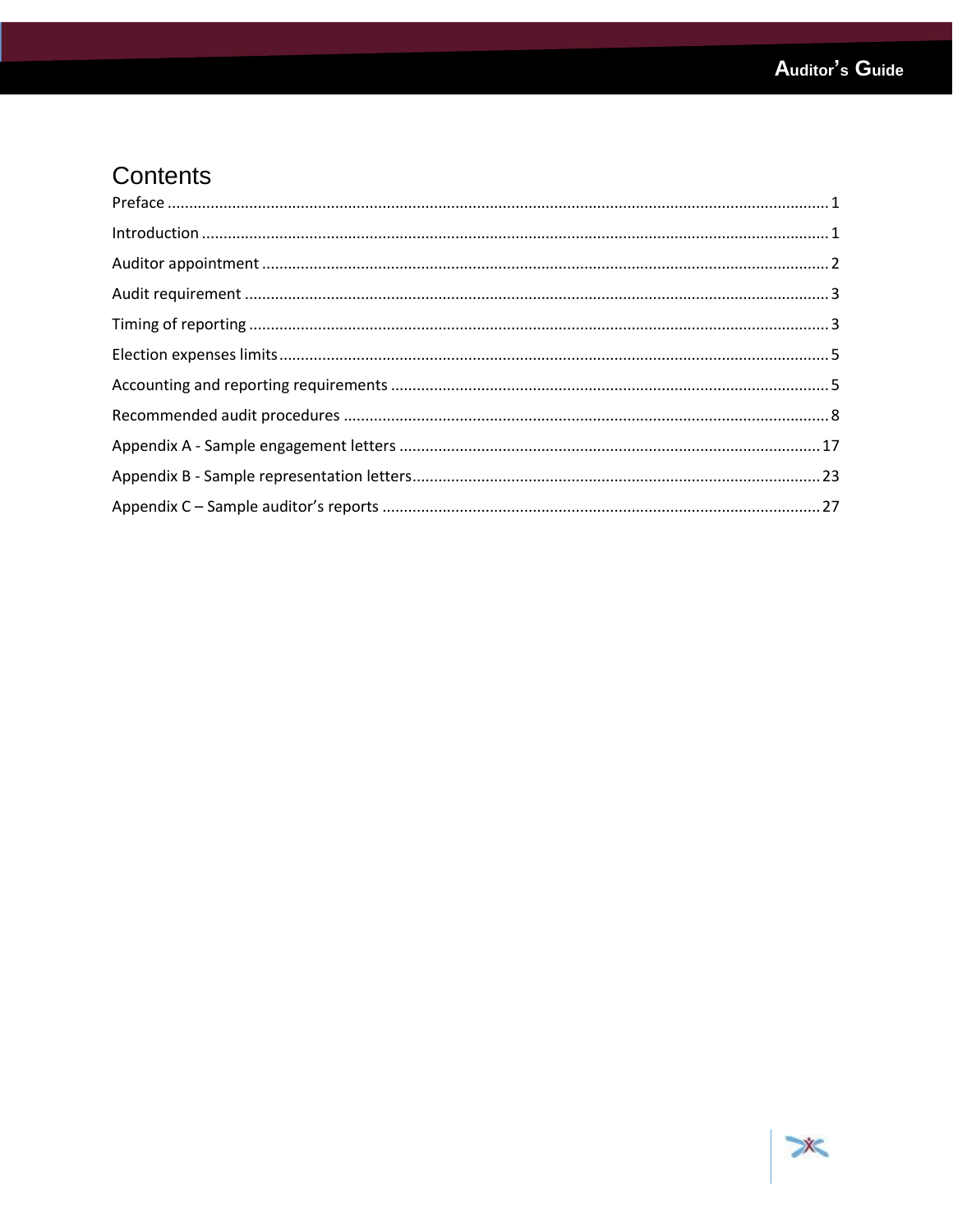# Contents

Preface ........................................................................................................................................ 1

Introduction ................................................................................................................................ 1

Auditor appointment .................................................................................................................. 2

Audit requirement ....................................................................................................................... 3

Timing of reporting ..................................................................................................................... 3

Election expenses limits .............................................................................................................. 5

Accounting and reporting requirements ..................................................................................... 5

Recommended audit procedures ................................................................................................ 8

Appendix A - Sample engagement letters ................................................................................. 17

Appendix B - Sample representation letters.............................................................................. 23

Appendix C – Sample auditor's reports .................................................................................... 27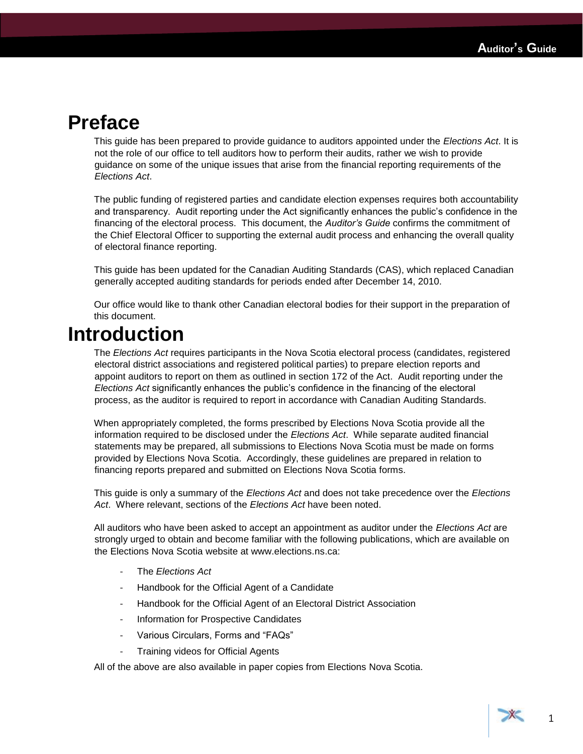# Preface

This guide has been prepared to provide guidance to auditors appointed under the *Elections Act*. It is not the role of our office to tell auditors how to perform their audits, rather we wish to provide guidance on some of the unique issues that arise from the financial reporting requirements of the *Elections Act*.

The public funding of registered parties and candidate election expenses requires both accountability and transparency. Audit reporting under the Act significantly enhances the public's confidence in the financing of the electoral process. This document, the *Auditor's Guide* confirms the commitment of the Chief Electoral Officer to supporting the external audit process and enhancing the overall quality of electoral finance reporting.

This guide has been updated for the Canadian Auditing Standards (CAS), which replaced Canadian generally accepted auditing standards for periods ended after December 14, 2010.

Our office would like to thank other Canadian electoral bodies for their support in the preparation of this document.

# Introduction

The *Elections Act* requires participants in the Nova Scotia electoral process (candidates, registered electoral district associations and registered political parties) to prepare election reports and appoint auditors to report on them as outlined in section 172 of the Act. Audit reporting under the *Elections Act* significantly enhances the public's confidence in the financing of the electoral process, as the auditor is required to report in accordance with Canadian Auditing Standards.

When appropriately completed, the forms prescribed by Elections Nova Scotia provide all the information required to be disclosed under the *Elections Act*. While separate audited financial statements may be prepared, all submissions to Elections Nova Scotia must be made on forms provided by Elections Nova Scotia. Accordingly, these guidelines are prepared in relation to financing reports prepared and submitted on Elections Nova Scotia forms.

This guide is only a summary of the *Elections Act* and does not take precedence over the *Elections Act*. Where relevant, sections of the *Elections Act* have been noted.

All auditors who have been asked to accept an appointment as auditor under the *Elections Act* are strongly urged to obtain and become familiar with the following publications, which are available on the Elections Nova Scotia website at www.elections.ns.ca:

- The *Elections Act*
- Handbook for the Official Agent of a Candidate
- Handbook for the Official Agent of an Electoral District Association
- Information for Prospective Candidates
- Various Circulars, Forms and "FAQs"
- Training videos for Official Agents

All of the above are also available in paper copies from Elections Nova Scotia.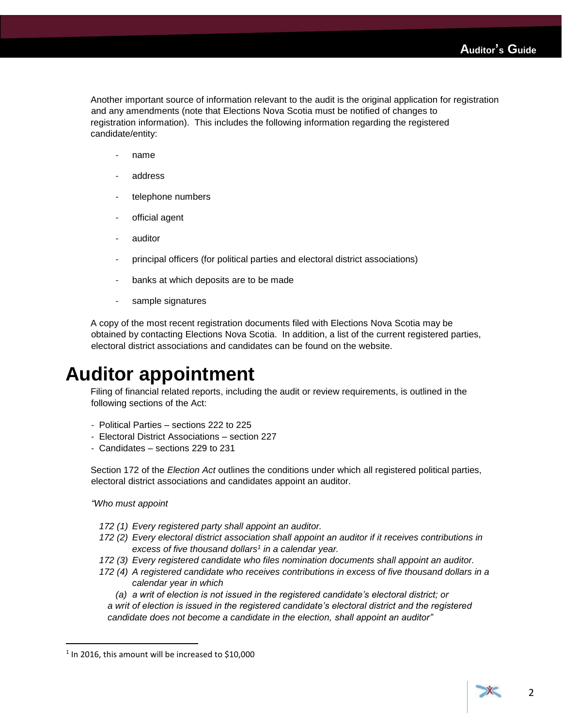Another important source of information relevant to the audit is the original application for registration and any amendments (note that Elections Nova Scotia must be notified of changes to registration information). This includes the following information regarding the registered candidate/entity:

- name
- address
- telephone numbers
- official agent
- auditor
- principal officers (for political parties and electoral district associations)
- banks at which deposits are to be made
- sample signatures

A copy of the most recent registration documents filed with Elections Nova Scotia may be obtained by contacting Elections Nova Scotia. In addition, a list of the current registered parties, electoral district associations and candidates can be found on the website.

# Auditor appointment

Filing of financial related reports, including the audit or review requirements, is outlined in the following sections of the Act:

- Political Parties – sections 222 to 225
- Electoral District Associations – section 227
- Candidates – sections 229 to 231

Section 172 of the *Election Act* outlines the conditions under which all registered political parties, electoral district associations and candidates appoint an auditor.

*"Who must appoint*

*172 (1) Every registered party shall appoint an auditor.*

*172 (2) Every electoral district association shall appoint an auditor if it receives contributions in excess of five thousand dollars[1] in a calendar year.*

*172 (3) Every registered candidate who files nomination documents shall appoint an auditor.*

*172 (4) A registered candidate who receives contributions in excess of five thousand dollars in a calendar year in which*

*(a) a writ of election is not issued in the registered candidate's electoral district; or*

*a writ of election is issued in the registered candidate's electoral district and the registered candidate does not become a candidate in the election, shall appoint an auditor"*

[1] In 2016, this amount will be increased to $10,000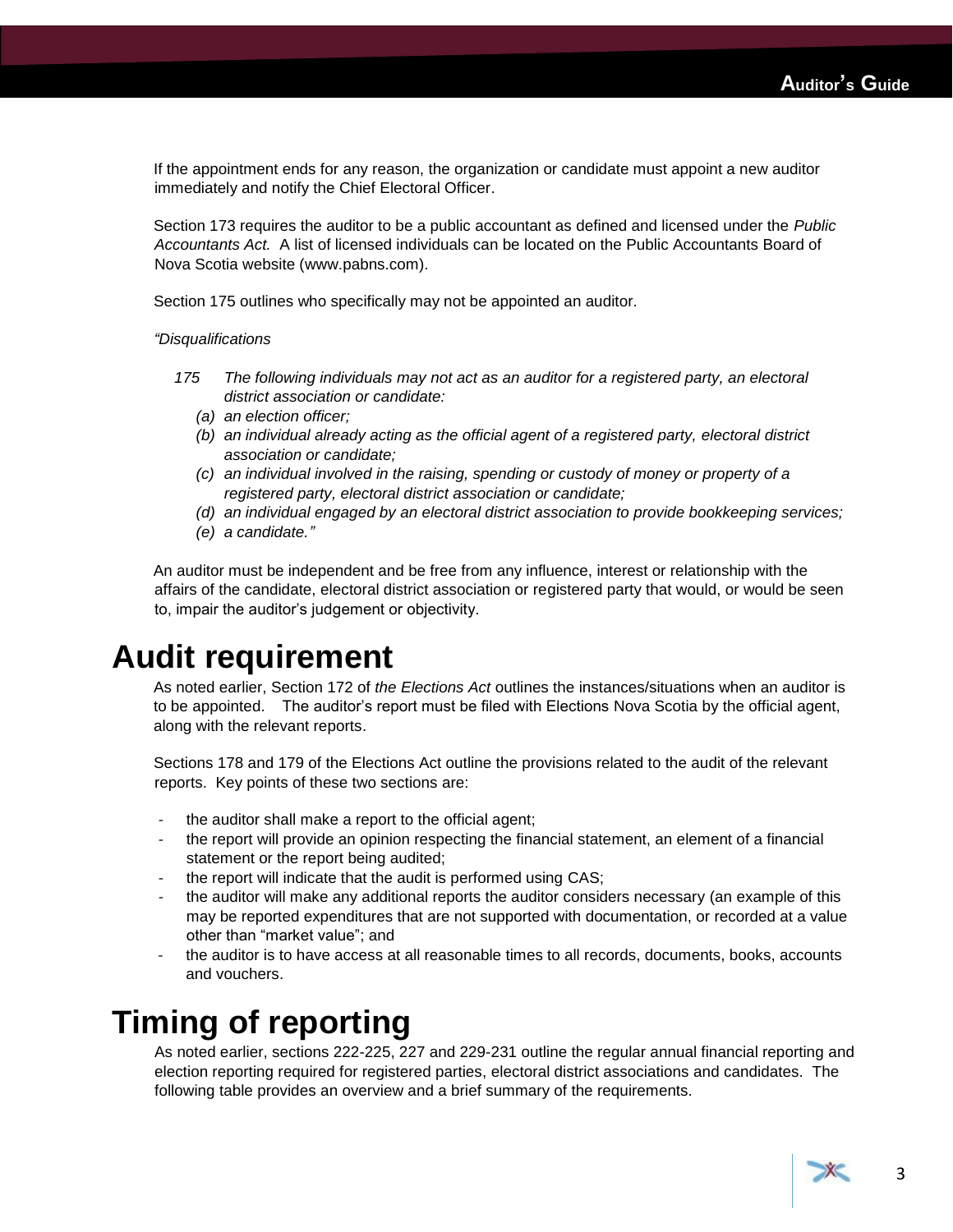If the appointment ends for any reason, the organization or candidate must appoint a new auditor immediately and notify the Chief Electoral Officer.

Section 173 requires the auditor to be a public accountant as defined and licensed under the *Public Accountants Act.* A list of licensed individuals can be located on the Public Accountants Board of Nova Scotia website (www.pabns.com).

Section 175 outlines who specifically may not be appointed an auditor.

*"Disqualifications*

*175 The following individuals may not act as an auditor for a registered party, an electoral district association or candidate:*

- *(a) an election officer;*
- *(b) an individual already acting as the official agent of a registered party, electoral district association or candidate;*
- *(c) an individual involved in the raising, spending or custody of money or property of a registered party, electoral district association or candidate;*
- *(d) an individual engaged by an electoral district association to provide bookkeeping services;*
- *(e) a candidate."*

An auditor must be independent and be free from any influence, interest or relationship with the affairs of the candidate, electoral district association or registered party that would, or would be seen to, impair the auditor's judgement or objectivity.

# Audit requirement

As noted earlier, Section 172 of *the Elections Act* outlines the instances/situations when an auditor is to be appointed. The auditor's report must be filed with Elections Nova Scotia by the official agent, along with the relevant reports.

Sections 178 and 179 of the Elections Act outline the provisions related to the audit of the relevant reports. Key points of these two sections are:

- the auditor shall make a report to the official agent;
- the report will provide an opinion respecting the financial statement, an element of a financial statement or the report being audited;
- the report will indicate that the audit is performed using CAS;
- the auditor will make any additional reports the auditor considers necessary (an example of this may be reported expenditures that are not supported with documentation, or recorded at a value other than "market value"; and
- the auditor is to have access at all reasonable times to all records, documents, books, accounts and vouchers.

# Timing of reporting

As noted earlier, sections 222-225, 227 and 229-231 outline the regular annual financial reporting and election reporting required for registered parties, electoral district associations and candidates. The following table provides an overview and a brief summary of the requirements.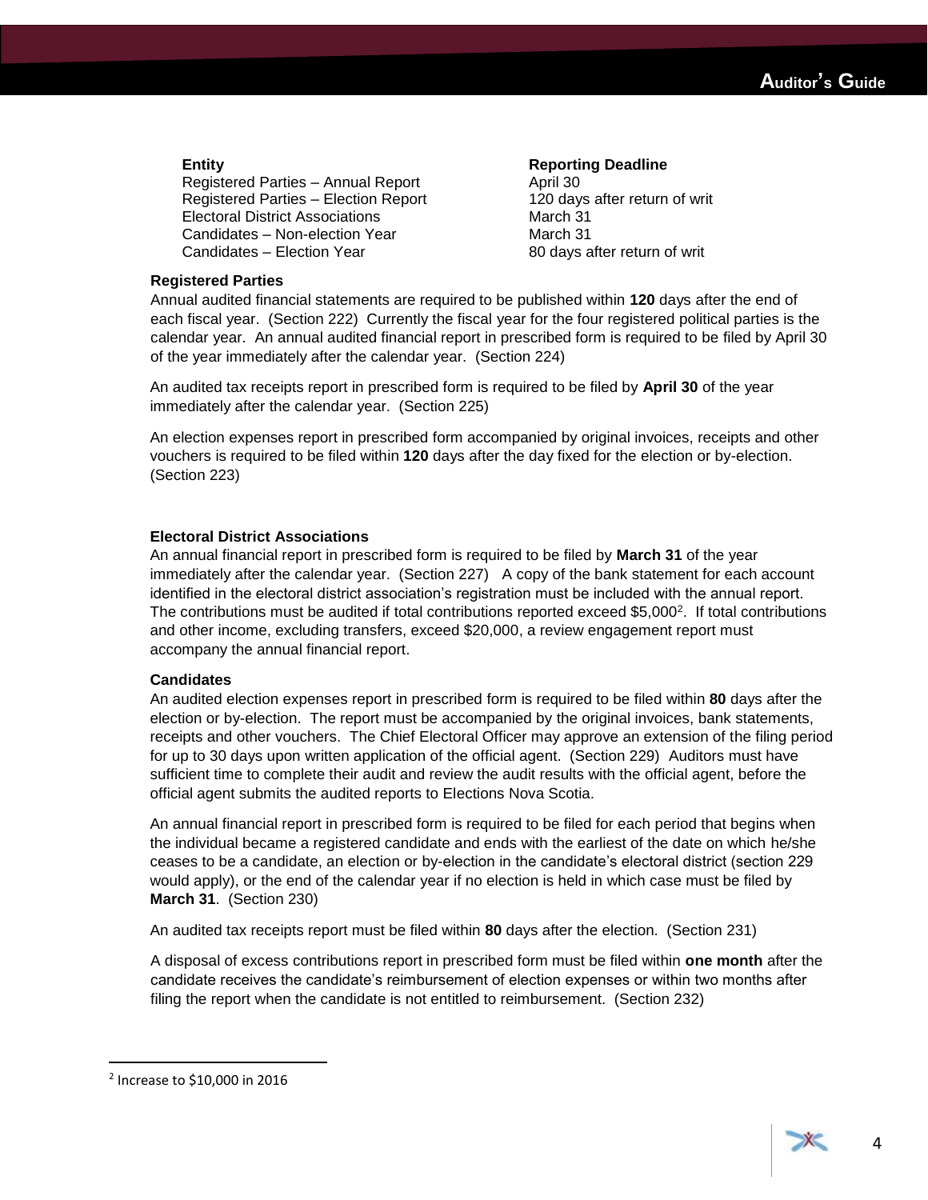| Entity | Reporting Deadline |
|---|---|
| Registered Parties – Annual Report | April 30 |
| Registered Parties – Election Report | 120 days after return of writ |
| Electoral District Associations | March 31 |
| Candidates – Non-election Year | March 31 |
| Candidates – Election Year | 80 days after return of writ |

**Registered Parties**

Annual audited financial statements are required to be published within **120** days after the end of each fiscal year. (Section 222) Currently the fiscal year for the four registered political parties is the calendar year. An annual audited financial report in prescribed form is required to be filed by April 30 of the year immediately after the calendar year. (Section 224)

An audited tax receipts report in prescribed form is required to be filed by **April 30** of the year immediately after the calendar year. (Section 225)

An election expenses report in prescribed form accompanied by original invoices, receipts and other vouchers is required to be filed within **120** days after the day fixed for the election or by-election. (Section 223)

**Electoral District Associations**

An annual financial report in prescribed form is required to be filed by **March 31** of the year immediately after the calendar year. (Section 227) A copy of the bank statement for each account identified in the electoral district association's registration must be included with the annual report. The contributions must be audited if total contributions reported exceed $5,000[2]. If total contributions and other income, excluding transfers, exceed $20,000, a review engagement report must accompany the annual financial report.

**Candidates**

An audited election expenses report in prescribed form is required to be filed within **80** days after the election or by-election. The report must be accompanied by the original invoices, bank statements, receipts and other vouchers. The Chief Electoral Officer may approve an extension of the filing period for up to 30 days upon written application of the official agent. (Section 229) Auditors must have sufficient time to complete their audit and review the audit results with the official agent, before the official agent submits the audited reports to Elections Nova Scotia.

An annual financial report in prescribed form is required to be filed for each period that begins when the individual became a registered candidate and ends with the earliest of the date on which he/she ceases to be a candidate, an election or by-election in the candidate's electoral district (section 229 would apply), or the end of the calendar year if no election is held in which case must be filed by **March 31**. (Section 230)

An audited tax receipts report must be filed within **80** days after the election. (Section 231)

A disposal of excess contributions report in prescribed form must be filed within **one month** after the candidate receives the candidate's reimbursement of election expenses or within two months after filing the report when the candidate is not entitled to reimbursement. (Section 232)

[2] Increase to $10,000 in 2016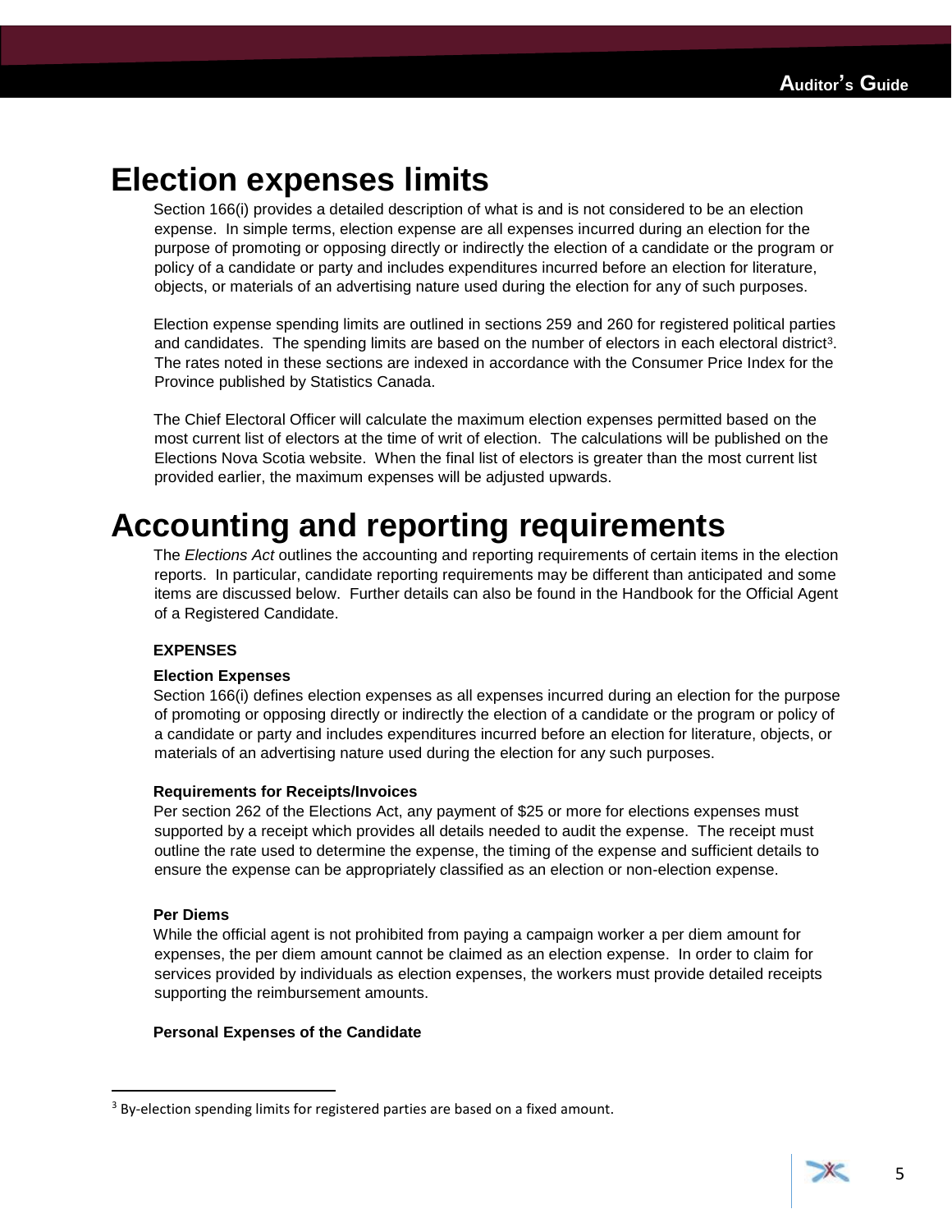# Election expenses limits

Section 166(i) provides a detailed description of what is and is not considered to be an election expense. In simple terms, election expense are all expenses incurred during an election for the purpose of promoting or opposing directly or indirectly the election of a candidate or the program or policy of a candidate or party and includes expenditures incurred before an election for literature, objects, or materials of an advertising nature used during the election for any of such purposes.

Election expense spending limits are outlined in sections 259 and 260 for registered political parties and candidates. The spending limits are based on the number of electors in each electoral district[3]. The rates noted in these sections are indexed in accordance with the Consumer Price Index for the Province published by Statistics Canada.

The Chief Electoral Officer will calculate the maximum election expenses permitted based on the most current list of electors at the time of writ of election. The calculations will be published on the Elections Nova Scotia website. When the final list of electors is greater than the most current list provided earlier, the maximum expenses will be adjusted upwards.

# Accounting and reporting requirements

The *Elections Act* outlines the accounting and reporting requirements of certain items in the election reports. In particular, candidate reporting requirements may be different than anticipated and some items are discussed below. Further details can also be found in the Handbook for the Official Agent of a Registered Candidate.

**EXPENSES**

**Election Expenses**

Section 166(i) defines election expenses as all expenses incurred during an election for the purpose of promoting or opposing directly or indirectly the election of a candidate or the program or policy of a candidate or party and includes expenditures incurred before an election for literature, objects, or materials of an advertising nature used during the election for any such purposes.

**Requirements for Receipts/Invoices**

Per section 262 of the Elections Act, any payment of $25 or more for elections expenses must supported by a receipt which provides all details needed to audit the expense. The receipt must outline the rate used to determine the expense, the timing of the expense and sufficient details to ensure the expense can be appropriately classified as an election or non-election expense.

**Per Diems**

While the official agent is not prohibited from paying a campaign worker a per diem amount for expenses, the per diem amount cannot be claimed as an election expense. In order to claim for services provided by individuals as election expenses, the workers must provide detailed receipts supporting the reimbursement amounts.

**Personal Expenses of the Candidate**

[3] By-election spending limits for registered parties are based on a fixed amount.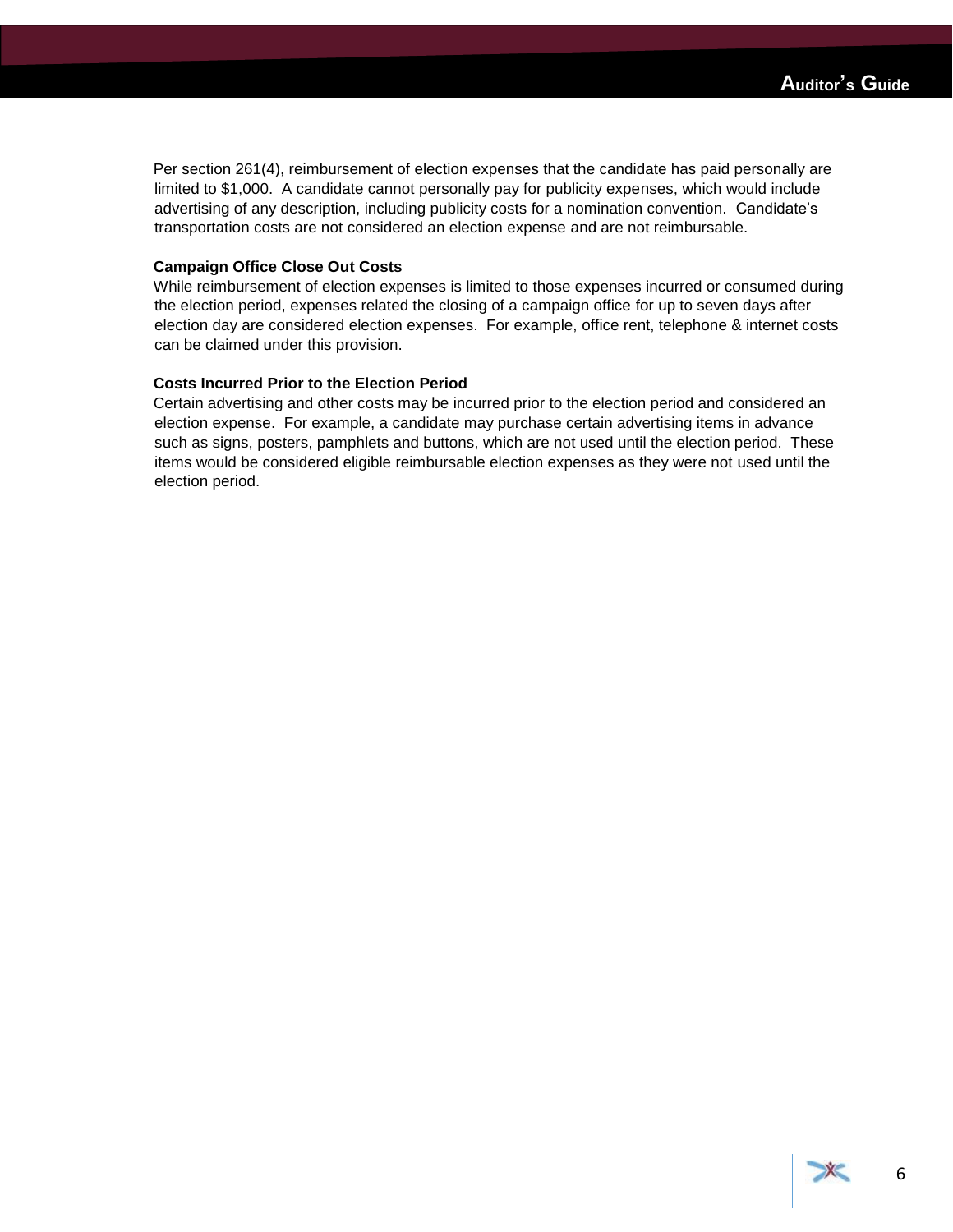Per section 261(4), reimbursement of election expenses that the candidate has paid personally are limited to $1,000. A candidate cannot personally pay for publicity expenses, which would include advertising of any description, including publicity costs for a nomination convention. Candidate's transportation costs are not considered an election expense and are not reimbursable.

**Campaign Office Close Out Costs**

While reimbursement of election expenses is limited to those expenses incurred or consumed during the election period, expenses related the closing of a campaign office for up to seven days after election day are considered election expenses. For example, office rent, telephone & internet costs can be claimed under this provision.

**Costs Incurred Prior to the Election Period**

Certain advertising and other costs may be incurred prior to the election period and considered an election expense. For example, a candidate may purchase certain advertising items in advance such as signs, posters, pamphlets and buttons, which are not used until the election period. These items would be considered eligible reimbursable election expenses as they were not used until the election period.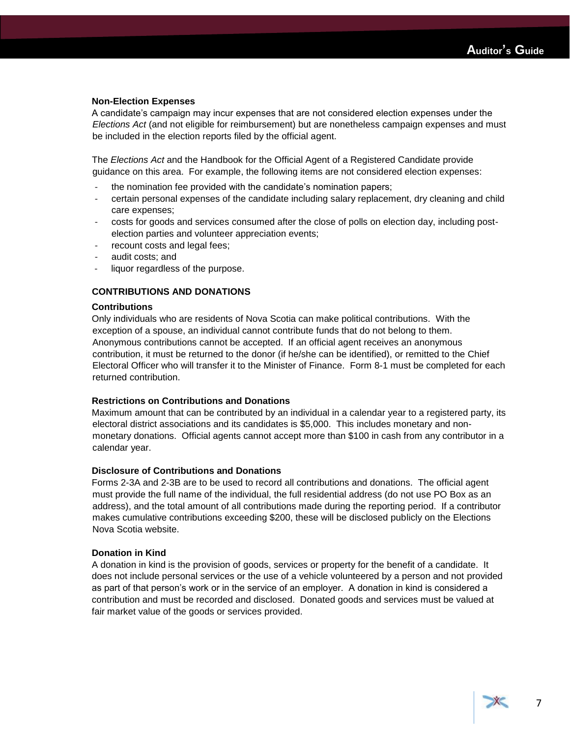### Non-Election Expenses

A candidate's campaign may incur expenses that are not considered election expenses under the *Elections Act* (and not eligible for reimbursement) but are nonetheless campaign expenses and must be included in the election reports filed by the official agent.

The *Elections Act* and the Handbook for the Official Agent of a Registered Candidate provide guidance on this area. For example, the following items are not considered election expenses:

- the nomination fee provided with the candidate's nomination papers;
- certain personal expenses of the candidate including salary replacement, dry cleaning and child care expenses;
- costs for goods and services consumed after the close of polls on election day, including post-election parties and volunteer appreciation events;
- recount costs and legal fees;
- audit costs; and
- liquor regardless of the purpose.

## CONTRIBUTIONS AND DONATIONS

### Contributions

Only individuals who are residents of Nova Scotia can make political contributions. With the exception of a spouse, an individual cannot contribute funds that do not belong to them. Anonymous contributions cannot be accepted. If an official agent receives an anonymous contribution, it must be returned to the donor (if he/she can be identified), or remitted to the Chief Electoral Officer who will transfer it to the Minister of Finance. Form 8-1 must be completed for each returned contribution.

### Restrictions on Contributions and Donations

Maximum amount that can be contributed by an individual in a calendar year to a registered party, its electoral district associations and its candidates is $5,000. This includes monetary and non-monetary donations. Official agents cannot accept more than $100 in cash from any contributor in a calendar year.

### Disclosure of Contributions and Donations

Forms 2-3A and 2-3B are to be used to record all contributions and donations. The official agent must provide the full name of the individual, the full residential address (do not use PO Box as an address), and the total amount of all contributions made during the reporting period. If a contributor makes cumulative contributions exceeding $200, these will be disclosed publicly on the Elections Nova Scotia website.

### Donation in Kind

A donation in kind is the provision of goods, services or property for the benefit of a candidate. It does not include personal services or the use of a vehicle volunteered by a person and not provided as part of that person's work or in the service of an employer. A donation in kind is considered a contribution and must be recorded and disclosed. Donated goods and services must be valued at fair market value of the goods or services provided.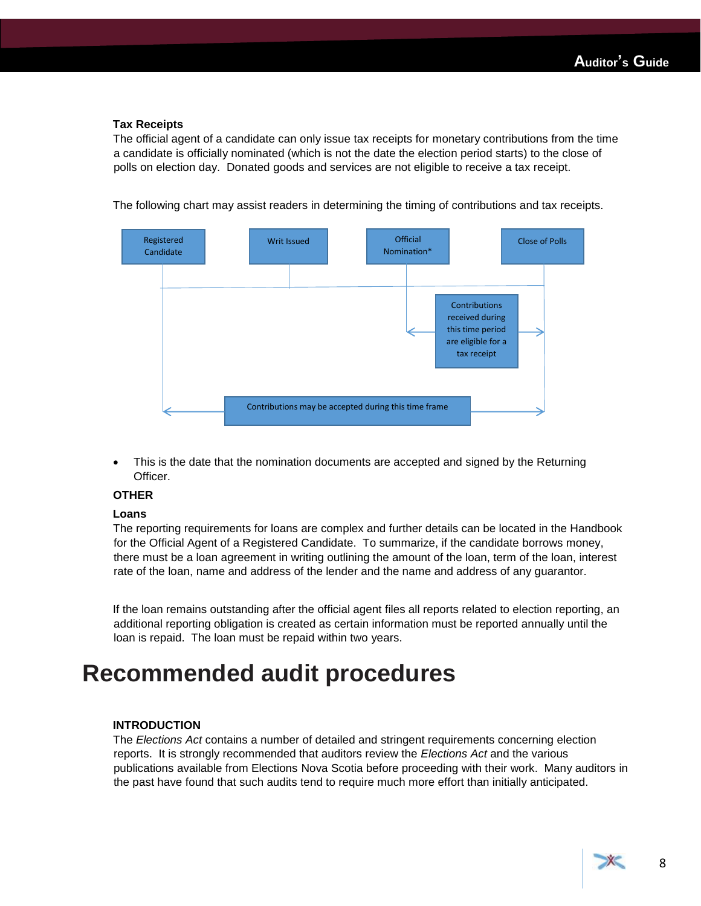**Tax Receipts**

The official agent of a candidate can only issue tax receipts for monetary contributions from the time a candidate is officially nominated (which is not the date the election period starts) to the close of polls on election day. Donated goods and services are not eligible to receive a tax receipt.

The following chart may assist readers in determining the timing of contributions and tax receipts.

Registered Candidate

Writ Issued

Official Nomination*

Close of Polls

Contributions received during this time period are eligible for a tax receipt

Contributions may be accepted during this time frame

- This is the date that the nomination documents are accepted and signed by the Returning Officer.

**OTHER**

**Loans**

The reporting requirements for loans are complex and further details can be located in the Handbook for the Official Agent of a Registered Candidate. To summarize, if the candidate borrows money, there must be a loan agreement in writing outlining the amount of the loan, term of the loan, interest rate of the loan, name and address of the lender and the name and address of any guarantor.

If the loan remains outstanding after the official agent files all reports related to election reporting, an additional reporting obligation is created as certain information must be reported annually until the loan is repaid. The loan must be repaid within two years.

# Recommended audit procedures

**INTRODUCTION**

The *Elections Act* contains a number of detailed and stringent requirements concerning election reports. It is strongly recommended that auditors review the *Elections Act* and the various publications available from Elections Nova Scotia before proceeding with their work. Many auditors in the past have found that such audits tend to require much more effort than initially anticipated.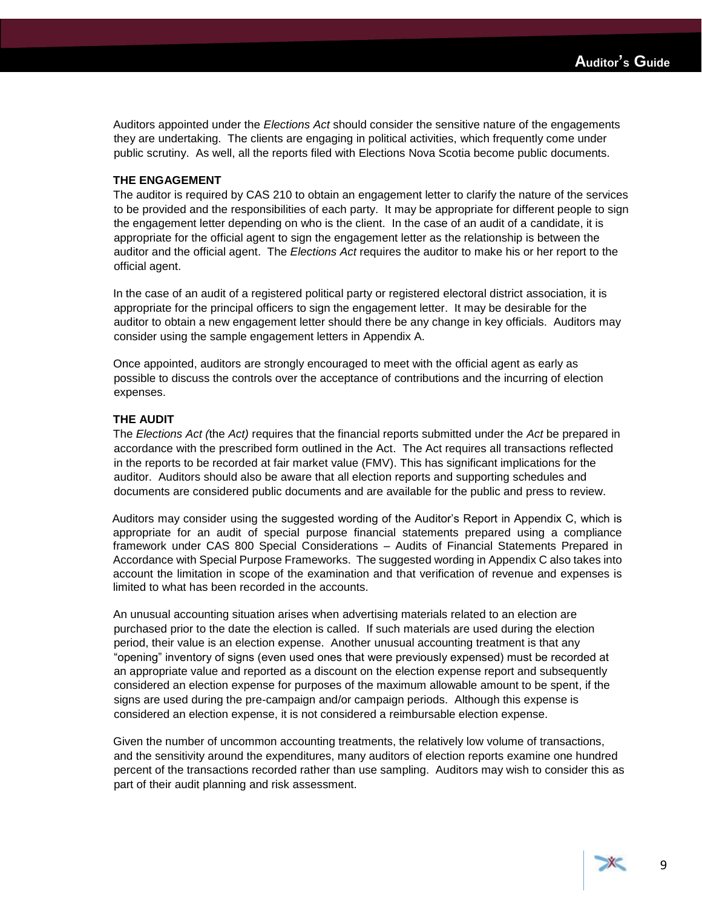Auditors appointed under the *Elections Act* should consider the sensitive nature of the engagements they are undertaking. The clients are engaging in political activities, which frequently come under public scrutiny. As well, all the reports filed with Elections Nova Scotia become public documents.

**THE ENGAGEMENT**

The auditor is required by CAS 210 to obtain an engagement letter to clarify the nature of the services to be provided and the responsibilities of each party. It may be appropriate for different people to sign the engagement letter depending on who is the client. In the case of an audit of a candidate, it is appropriate for the official agent to sign the engagement letter as the relationship is between the auditor and the official agent. The *Elections Act* requires the auditor to make his or her report to the official agent.

In the case of an audit of a registered political party or registered electoral district association, it is appropriate for the principal officers to sign the engagement letter. It may be desirable for the auditor to obtain a new engagement letter should there be any change in key officials. Auditors may consider using the sample engagement letters in Appendix A.

Once appointed, auditors are strongly encouraged to meet with the official agent as early as possible to discuss the controls over the acceptance of contributions and the incurring of election expenses.

**THE AUDIT**

The *Elections Act (*the *Act)* requires that the financial reports submitted under the *Act* be prepared in accordance with the prescribed form outlined in the Act. The Act requires all transactions reflected in the reports to be recorded at fair market value (FMV). This has significant implications for the auditor. Auditors should also be aware that all election reports and supporting schedules and documents are considered public documents and are available for the public and press to review.

Auditors may consider using the suggested wording of the Auditor's Report in Appendix C, which is appropriate for an audit of special purpose financial statements prepared using a compliance framework under CAS 800 Special Considerations – Audits of Financial Statements Prepared in Accordance with Special Purpose Frameworks. The suggested wording in Appendix C also takes into account the limitation in scope of the examination and that verification of revenue and expenses is limited to what has been recorded in the accounts.

An unusual accounting situation arises when advertising materials related to an election are purchased prior to the date the election is called. If such materials are used during the election period, their value is an election expense. Another unusual accounting treatment is that any "opening" inventory of signs (even used ones that were previously expensed) must be recorded at an appropriate value and reported as a discount on the election expense report and subsequently considered an election expense for purposes of the maximum allowable amount to be spent, if the signs are used during the pre-campaign and/or campaign periods. Although this expense is considered an election expense, it is not considered a reimbursable election expense.

Given the number of uncommon accounting treatments, the relatively low volume of transactions, and the sensitivity around the expenditures, many auditors of election reports examine one hundred percent of the transactions recorded rather than use sampling. Auditors may wish to consider this as part of their audit planning and risk assessment.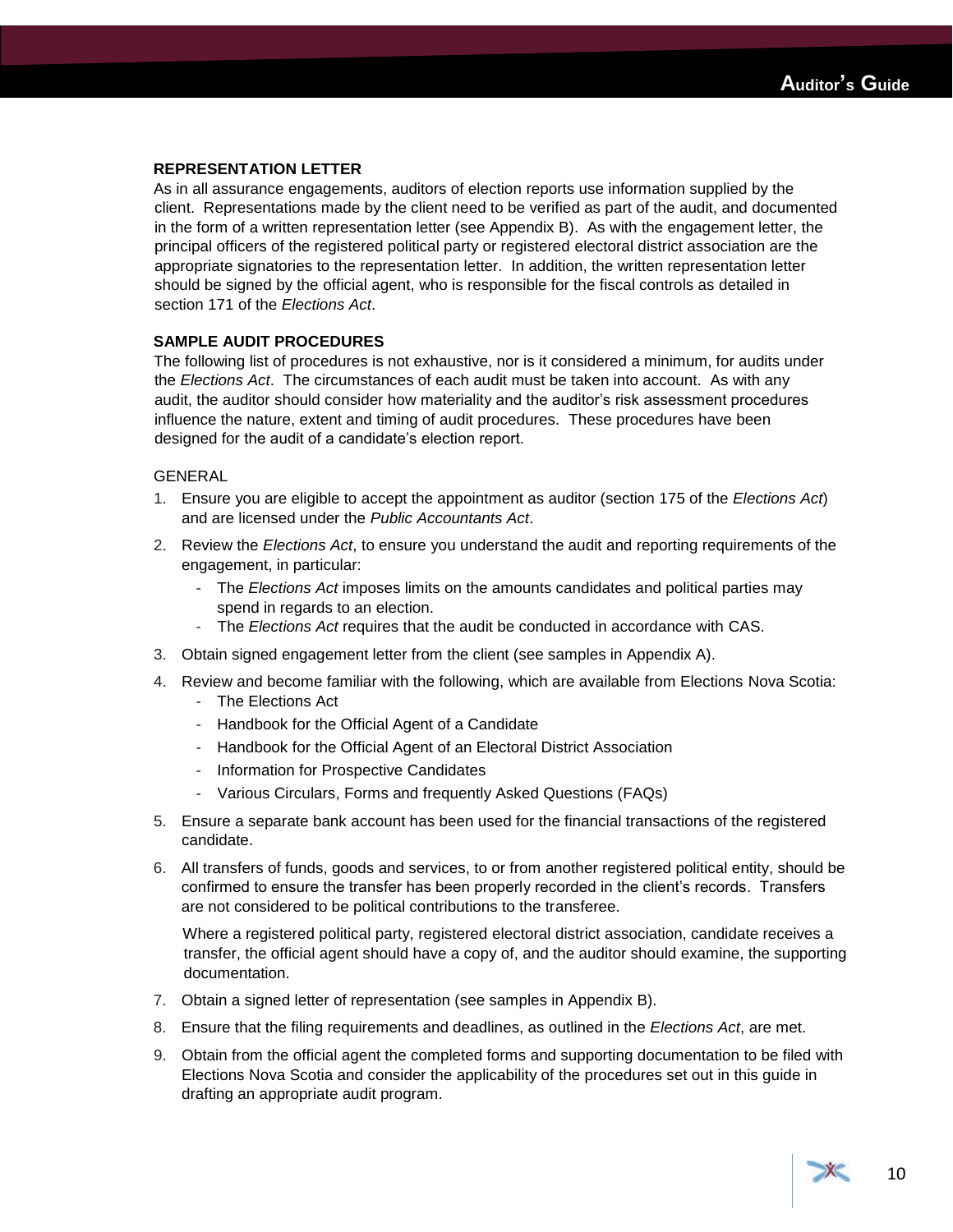## REPRESENTATION LETTER

As in all assurance engagements, auditors of election reports use information supplied by the client. Representations made by the client need to be verified as part of the audit, and documented in the form of a written representation letter (see Appendix B). As with the engagement letter, the principal officers of the registered political party or registered electoral district association are the appropriate signatories to the representation letter. In addition, the written representation letter should be signed by the official agent, who is responsible for the fiscal controls as detailed in section 171 of the *Elections Act*.

## SAMPLE AUDIT PROCEDURES

The following list of procedures is not exhaustive, nor is it considered a minimum, for audits under the *Elections Act*. The circumstances of each audit must be taken into account. As with any audit, the auditor should consider how materiality and the auditor's risk assessment procedures influence the nature, extent and timing of audit procedures. These procedures have been designed for the audit of a candidate's election report.

### GENERAL

1. Ensure you are eligible to accept the appointment as auditor (section 175 of the *Elections Act*) and are licensed under the *Public Accountants Act*.
2. Review the *Elections Act*, to ensure you understand the audit and reporting requirements of the engagement, in particular:
   - The *Elections Act* imposes limits on the amounts candidates and political parties may spend in regards to an election.
   - The *Elections Act* requires that the audit be conducted in accordance with CAS.
3. Obtain signed engagement letter from the client (see samples in Appendix A).
4. Review and become familiar with the following, which are available from Elections Nova Scotia:
   - The Elections Act
   - Handbook for the Official Agent of a Candidate
   - Handbook for the Official Agent of an Electoral District Association
   - Information for Prospective Candidates
   - Various Circulars, Forms and frequently Asked Questions (FAQs)
5. Ensure a separate bank account has been used for the financial transactions of the registered candidate.
6. All transfers of funds, goods and services, to or from another registered political entity, should be confirmed to ensure the transfer has been properly recorded in the client's records. Transfers are not considered to be political contributions to the transferee.

   Where a registered political party, registered electoral district association, candidate receives a transfer, the official agent should have a copy of, and the auditor should examine, the supporting documentation.
7. Obtain a signed letter of representation (see samples in Appendix B).
8. Ensure that the filing requirements and deadlines, as outlined in the *Elections Act*, are met.
9. Obtain from the official agent the completed forms and supporting documentation to be filed with Elections Nova Scotia and consider the applicability of the procedures set out in this guide in drafting an appropriate audit program.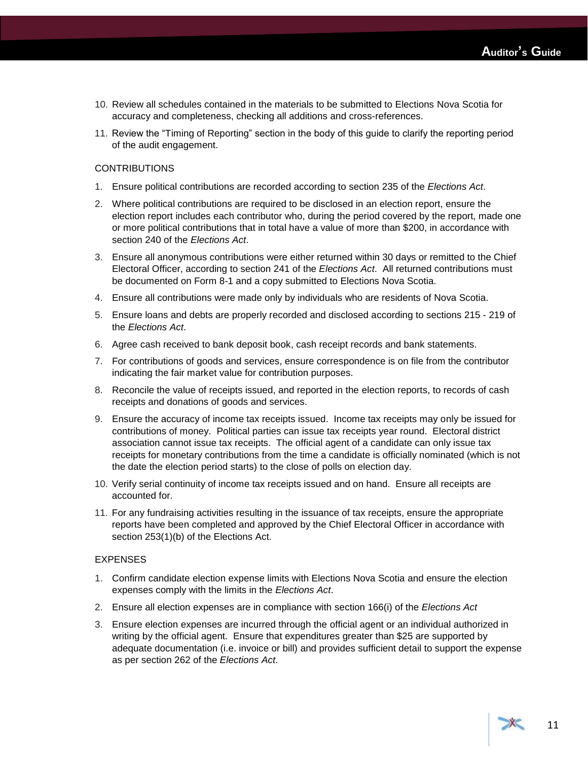10. Review all schedules contained in the materials to be submitted to Elections Nova Scotia for accuracy and completeness, checking all additions and cross-references.
11. Review the “Timing of Reporting” section in the body of this guide to clarify the reporting period of the audit engagement.

CONTRIBUTIONS

1. Ensure political contributions are recorded according to section 235 of the *Elections Act*.
2. Where political contributions are required to be disclosed in an election report, ensure the election report includes each contributor who, during the period covered by the report, made one or more political contributions that in total have a value of more than $200, in accordance with section 240 of the *Elections Act*.
3. Ensure all anonymous contributions were either returned within 30 days or remitted to the Chief Electoral Officer, according to section 241 of the *Elections Act*. All returned contributions must be documented on Form 8-1 and a copy submitted to Elections Nova Scotia.
4. Ensure all contributions were made only by individuals who are residents of Nova Scotia.
5. Ensure loans and debts are properly recorded and disclosed according to sections 215 - 219 of the *Elections Act*.
6. Agree cash received to bank deposit book, cash receipt records and bank statements.
7. For contributions of goods and services, ensure correspondence is on file from the contributor indicating the fair market value for contribution purposes.
8. Reconcile the value of receipts issued, and reported in the election reports, to records of cash receipts and donations of goods and services.
9. Ensure the accuracy of income tax receipts issued. Income tax receipts may only be issued for contributions of money. Political parties can issue tax receipts year round. Electoral district association cannot issue tax receipts. The official agent of a candidate can only issue tax receipts for monetary contributions from the time a candidate is officially nominated (which is not the date the election period starts) to the close of polls on election day.
10. Verify serial continuity of income tax receipts issued and on hand. Ensure all receipts are accounted for.
11. For any fundraising activities resulting in the issuance of tax receipts, ensure the appropriate reports have been completed and approved by the Chief Electoral Officer in accordance with section 253(1)(b) of the Elections Act.

EXPENSES

1. Confirm candidate election expense limits with Elections Nova Scotia and ensure the election expenses comply with the limits in the *Elections Act*.
2. Ensure all election expenses are in compliance with section 166(i) of the *Elections Act*
3. Ensure election expenses are incurred through the official agent or an individual authorized in writing by the official agent. Ensure that expenditures greater than $25 are supported by adequate documentation (i.e. invoice or bill) and provides sufficient detail to support the expense as per section 262 of the *Elections Act*.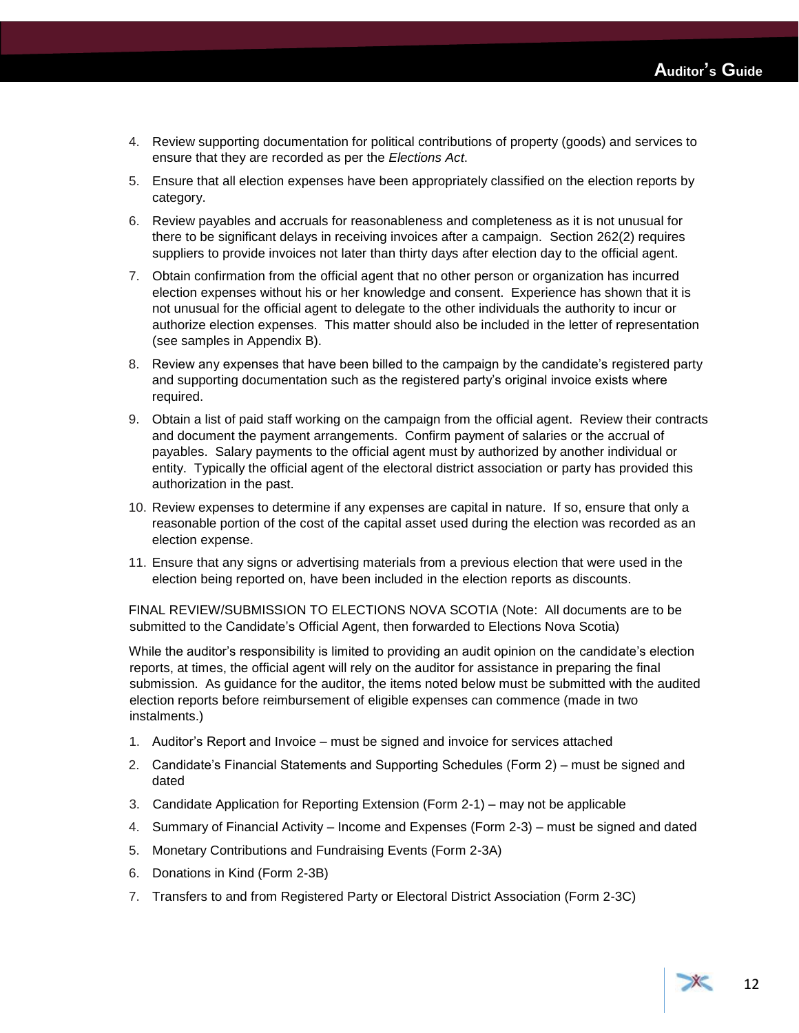4. Review supporting documentation for political contributions of property (goods) and services to ensure that they are recorded as per the *Elections Act*.
5. Ensure that all election expenses have been appropriately classified on the election reports by category.
6. Review payables and accruals for reasonableness and completeness as it is not unusual for there to be significant delays in receiving invoices after a campaign. Section 262(2) requires suppliers to provide invoices not later than thirty days after election day to the official agent.
7. Obtain confirmation from the official agent that no other person or organization has incurred election expenses without his or her knowledge and consent. Experience has shown that it is not unusual for the official agent to delegate to the other individuals the authority to incur or authorize election expenses. This matter should also be included in the letter of representation (see samples in Appendix B).
8. Review any expenses that have been billed to the campaign by the candidate's registered party and supporting documentation such as the registered party's original invoice exists where required.
9. Obtain a list of paid staff working on the campaign from the official agent. Review their contracts and document the payment arrangements. Confirm payment of salaries or the accrual of payables. Salary payments to the official agent must by authorized by another individual or entity. Typically the official agent of the electoral district association or party has provided this authorization in the past.
10. Review expenses to determine if any expenses are capital in nature. If so, ensure that only a reasonable portion of the cost of the capital asset used during the election was recorded as an election expense.
11. Ensure that any signs or advertising materials from a previous election that were used in the election being reported on, have been included in the election reports as discounts.

FINAL REVIEW/SUBMISSION TO ELECTIONS NOVA SCOTIA (Note: All documents are to be submitted to the Candidate's Official Agent, then forwarded to Elections Nova Scotia)

While the auditor's responsibility is limited to providing an audit opinion on the candidate's election reports, at times, the official agent will rely on the auditor for assistance in preparing the final submission. As guidance for the auditor, the items noted below must be submitted with the audited election reports before reimbursement of eligible expenses can commence (made in two instalments.)

1. Auditor's Report and Invoice – must be signed and invoice for services attached
2. Candidate's Financial Statements and Supporting Schedules (Form 2) – must be signed and dated
3. Candidate Application for Reporting Extension (Form 2-1) – may not be applicable
4. Summary of Financial Activity – Income and Expenses (Form 2-3) – must be signed and dated
5. Monetary Contributions and Fundraising Events (Form 2-3A)
6. Donations in Kind (Form 2-3B)
7. Transfers to and from Registered Party or Electoral District Association (Form 2-3C)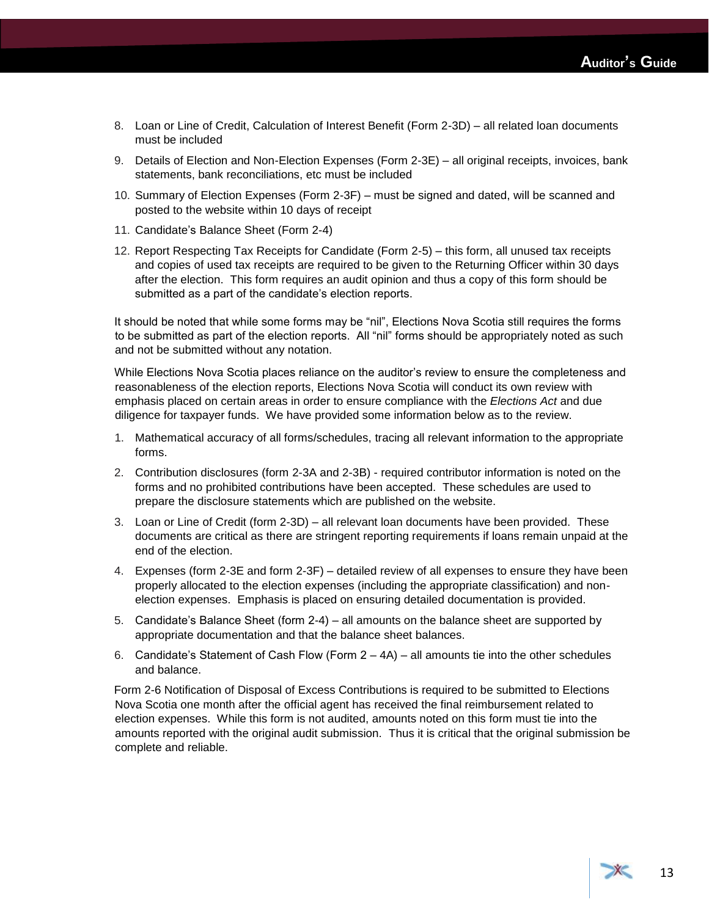8. Loan or Line of Credit, Calculation of Interest Benefit (Form 2-3D) – all related loan documents must be included
9. Details of Election and Non-Election Expenses (Form 2-3E) – all original receipts, invoices, bank statements, bank reconciliations, etc must be included
10. Summary of Election Expenses (Form 2-3F) – must be signed and dated, will be scanned and posted to the website within 10 days of receipt
11. Candidate's Balance Sheet (Form 2-4)
12. Report Respecting Tax Receipts for Candidate (Form 2-5) – this form, all unused tax receipts and copies of used tax receipts are required to be given to the Returning Officer within 30 days after the election. This form requires an audit opinion and thus a copy of this form should be submitted as a part of the candidate's election reports.

It should be noted that while some forms may be "nil", Elections Nova Scotia still requires the forms to be submitted as part of the election reports. All "nil" forms should be appropriately noted as such and not be submitted without any notation.

While Elections Nova Scotia places reliance on the auditor's review to ensure the completeness and reasonableness of the election reports, Elections Nova Scotia will conduct its own review with emphasis placed on certain areas in order to ensure compliance with the *Elections Act* and due diligence for taxpayer funds. We have provided some information below as to the review.

1. Mathematical accuracy of all forms/schedules, tracing all relevant information to the appropriate forms.
2. Contribution disclosures (form 2-3A and 2-3B) - required contributor information is noted on the forms and no prohibited contributions have been accepted. These schedules are used to prepare the disclosure statements which are published on the website.
3. Loan or Line of Credit (form 2-3D) – all relevant loan documents have been provided. These documents are critical as there are stringent reporting requirements if loans remain unpaid at the end of the election.
4. Expenses (form 2-3E and form 2-3F) – detailed review of all expenses to ensure they have been properly allocated to the election expenses (including the appropriate classification) and non-election expenses. Emphasis is placed on ensuring detailed documentation is provided.
5. Candidate's Balance Sheet (form 2-4) – all amounts on the balance sheet are supported by appropriate documentation and that the balance sheet balances.
6. Candidate's Statement of Cash Flow (Form 2 – 4A) – all amounts tie into the other schedules and balance.

Form 2-6 Notification of Disposal of Excess Contributions is required to be submitted to Elections Nova Scotia one month after the official agent has received the final reimbursement related to election expenses. While this form is not audited, amounts noted on this form must tie into the amounts reported with the original audit submission. Thus it is critical that the original submission be complete and reliable.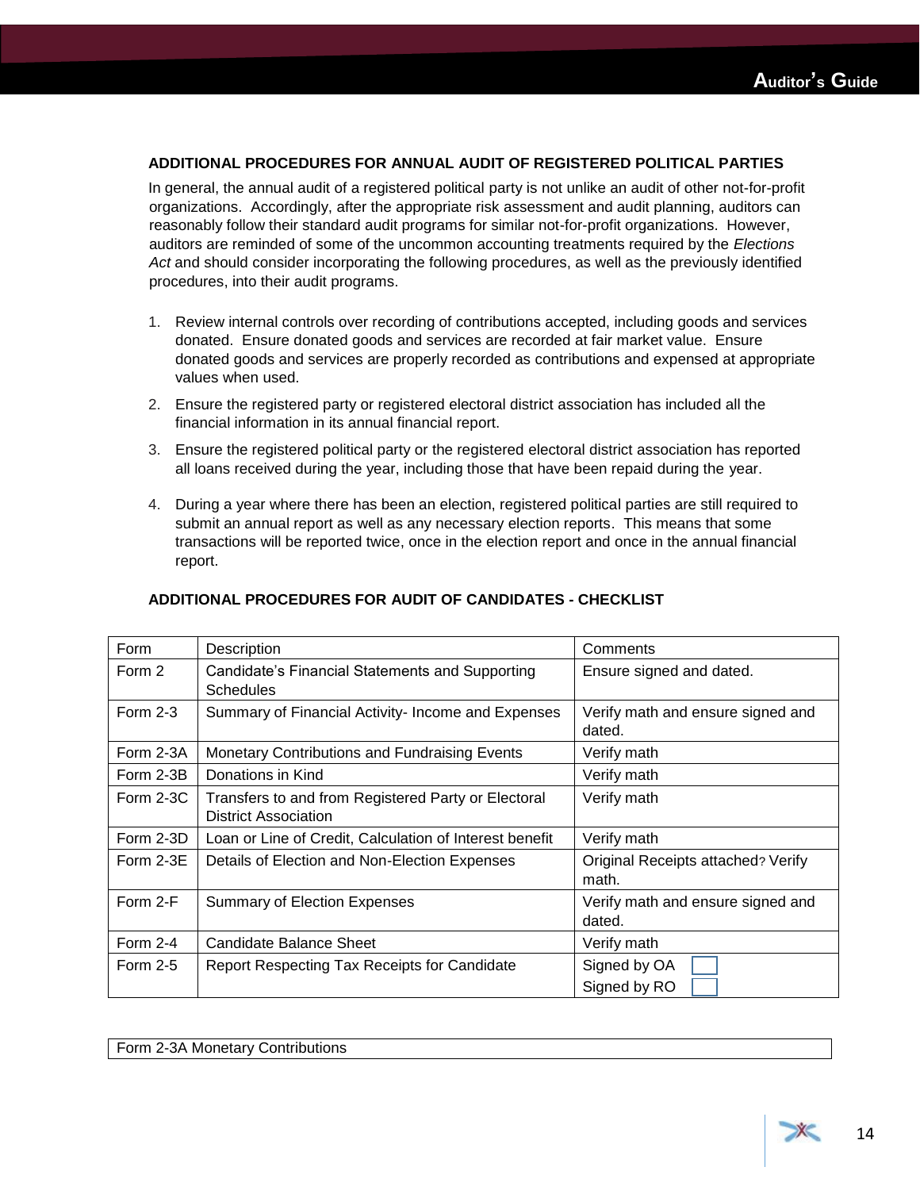## ADDITIONAL PROCEDURES FOR ANNUAL AUDIT OF REGISTERED POLITICAL PARTIES

In general, the annual audit of a registered political party is not unlike an audit of other not-for-profit organizations. Accordingly, after the appropriate risk assessment and audit planning, auditors can reasonably follow their standard audit programs for similar not-for-profit organizations. However, auditors are reminded of some of the uncommon accounting treatments required by the *Elections Act* and should consider incorporating the following procedures, as well as the previously identified procedures, into their audit programs.

1. Review internal controls over recording of contributions accepted, including goods and services donated. Ensure donated goods and services are recorded at fair market value. Ensure donated goods and services are properly recorded as contributions and expensed at appropriate values when used.
2. Ensure the registered party or registered electoral district association has included all the financial information in its annual financial report.
3. Ensure the registered political party or the registered electoral district association has reported all loans received during the year, including those that have been repaid during the year.
4. During a year where there has been an election, registered political parties are still required to submit an annual report as well as any necessary election reports. This means that some transactions will be reported twice, once in the election report and once in the annual financial report.

## ADDITIONAL PROCEDURES FOR AUDIT OF CANDIDATES - CHECKLIST

| Form | Description | Comments |
|---|---|---|
| Form 2 | Candidate's Financial Statements and Supporting Schedules | Ensure signed and dated. |
| Form 2-3 | Summary of Financial Activity- Income and Expenses | Verify math and ensure signed and dated. |
| Form 2-3A | Monetary Contributions and Fundraising Events | Verify math |
| Form 2-3B | Donations in Kind | Verify math |
| Form 2-3C | Transfers to and from Registered Party or Electoral District Association | Verify math |
| Form 2-3D | Loan or Line of Credit, Calculation of Interest benefit | Verify math |
| Form 2-3E | Details of Election and Non-Election Expenses | Original Receipts attached? Verify math. |
| Form 2-F | Summary of Election Expenses | Verify math and ensure signed and dated. |
| Form 2-4 | Candidate Balance Sheet | Verify math |
| Form 2-5 | Report Respecting Tax Receipts for Candidate | Signed by OA ☐<br>Signed by RO ☐ |

| Form 2-3A Monetary Contributions |
|---|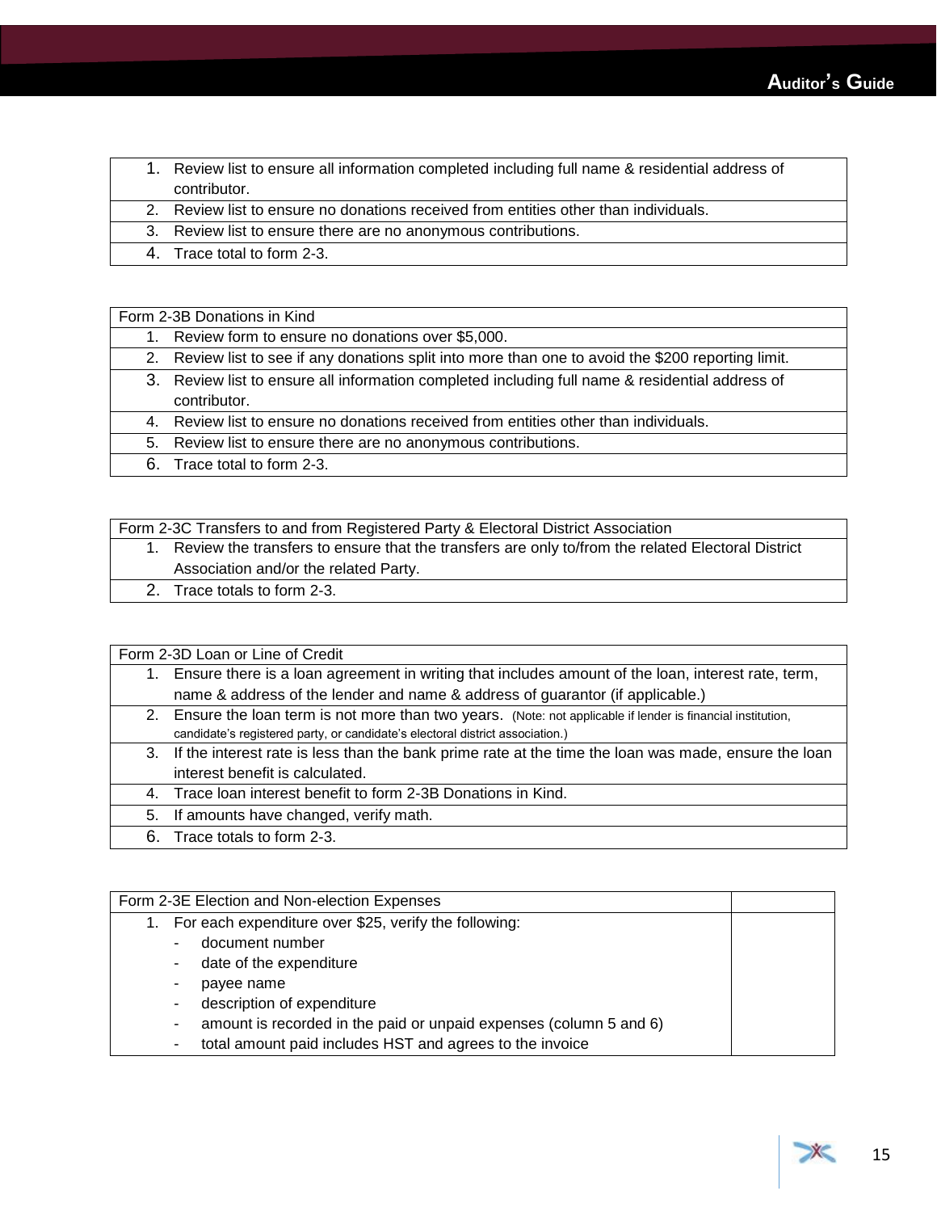| |
|---|
| 1. Review list to ensure all information completed including full name & residential address of contributor. |
| 2. Review list to ensure no donations received from entities other than individuals. |
| 3. Review list to ensure there are no anonymous contributions. |
| 4. Trace total to form 2-3. |

| Form 2-3B Donations in Kind |
|---|
| 1. Review form to ensure no donations over $5,000. |
| 2. Review list to see if any donations split into more than one to avoid the $200 reporting limit. |
| 3. Review list to ensure all information completed including full name & residential address of contributor. |
| 4. Review list to ensure no donations received from entities other than individuals. |
| 5. Review list to ensure there are no anonymous contributions. |
| 6. Trace total to form 2-3. |

| Form 2-3C Transfers to and from Registered Party & Electoral District Association |
|---|
| 1. Review the transfers to ensure that the transfers are only to/from the related Electoral District Association and/or the related Party. |
| 2. Trace totals to form 2-3. |

| Form 2-3D Loan or Line of Credit |
|---|
| 1. Ensure there is a loan agreement in writing that includes amount of the loan, interest rate, term, name & address of the lender and name & address of guarantor (if applicable.) |
| 2. Ensure the loan term is not more than two years. (Note: not applicable if lender is financial institution, candidate's registered party, or candidate's electoral district association.) |
| 3. If the interest rate is less than the bank prime rate at the time the loan was made, ensure the loan interest benefit is calculated. |
| 4. Trace loan interest benefit to form 2-3B Donations in Kind. |
| 5. If amounts have changed, verify math. |
| 6. Trace totals to form 2-3. |

| Form 2-3E Election and Non-election Expenses | |
|---|---|
| 1. For each expenditure over $25, verify the following:<br>- document number<br>- date of the expenditure<br>- payee name<br>- description of expenditure<br>- amount is recorded in the paid or unpaid expenses (column 5 and 6)<br>- total amount paid includes HST and agrees to the invoice | |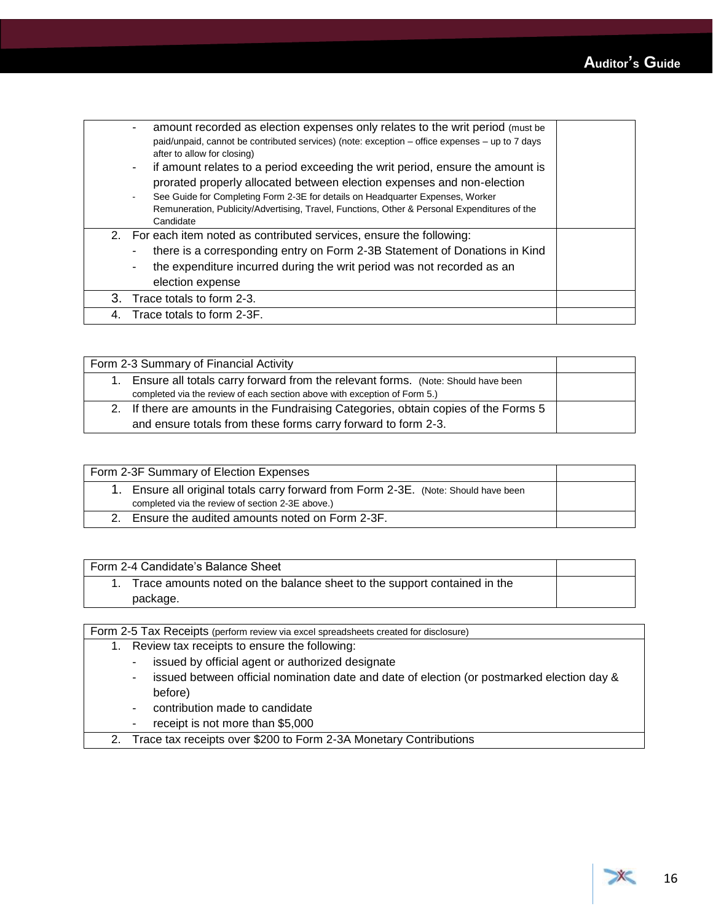| | |
|---|---|
| - amount recorded as election expenses only relates to the writ period (must be paid/unpaid, cannot be contributed services) (note: exception – office expenses – up to 7 days after to allow for closing)<br>- if amount relates to a period exceeding the writ period, ensure the amount is prorated properly allocated between election expenses and non-election<br>- See Guide for Completing Form 2-3E for details on Headquarter Expenses, Worker Remuneration, Publicity/Advertising, Travel, Functions, Other & Personal Expenditures of the Candidate | |
| 2. For each item noted as contributed services, ensure the following:<br>- there is a corresponding entry on Form 2-3B Statement of Donations in Kind<br>- the expenditure incurred during the writ period was not recorded as an election expense | |
| 3. Trace totals to form 2-3. | |
| 4. Trace totals to form 2-3F. | |

| Form 2-3 Summary of Financial Activity | |
|---|---|
| 1. Ensure all totals carry forward from the relevant forms. (Note: Should have been completed via the review of each section above with exception of Form 5.) | |
| 2. If there are amounts in the Fundraising Categories, obtain copies of the Forms 5 and ensure totals from these forms carry forward to form 2-3. | |

| Form 2-3F Summary of Election Expenses | |
|---|---|
| 1. Ensure all original totals carry forward from Form 2-3E. (Note: Should have been completed via the review of section 2-3E above.) | |
| 2. Ensure the audited amounts noted on Form 2-3F. | |

| Form 2-4 Candidate's Balance Sheet | |
|---|---|
| 1. Trace amounts noted on the balance sheet to the support contained in the package. | |

| Form 2-5 Tax Receipts (perform review via excel spreadsheets created for disclosure) |
|---|
| 1. Review tax receipts to ensure the following:<br>- issued by official agent or authorized designate<br>- issued between official nomination date and date of election (or postmarked election day & before)<br>- contribution made to candidate<br>- receipt is not more than $5,000 |
| 2. Trace tax receipts over $200 to Form 2-3A Monetary Contributions |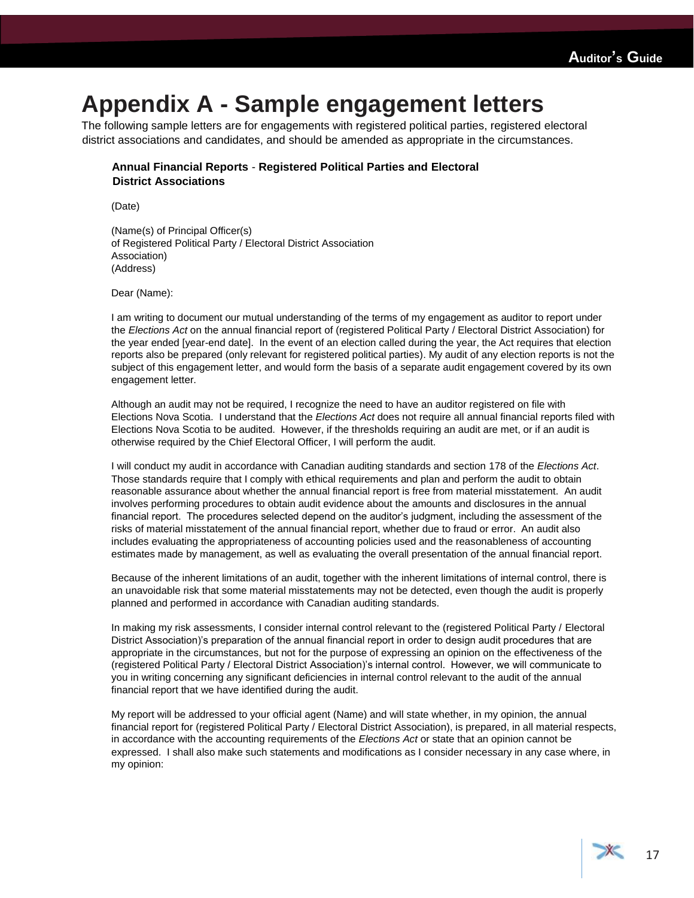# Appendix A - Sample engagement letters

The following sample letters are for engagements with registered political parties, registered electoral district associations and candidates, and should be amended as appropriate in the circumstances.

**Annual Financial Reports** - **Registered Political Parties and Electoral District Associations**

(Date)

(Name(s) of Principal Officer(s)
of Registered Political Party / Electoral District Association
Association)
(Address)

Dear (Name):

I am writing to document our mutual understanding of the terms of my engagement as auditor to report under the *Elections Act* on the annual financial report of (registered Political Party / Electoral District Association) for the year ended [year-end date]. In the event of an election called during the year, the Act requires that election reports also be prepared (only relevant for registered political parties). My audit of any election reports is not the subject of this engagement letter, and would form the basis of a separate audit engagement covered by its own engagement letter.

Although an audit may not be required, I recognize the need to have an auditor registered on file with Elections Nova Scotia. I understand that the *Elections Act* does not require all annual financial reports filed with Elections Nova Scotia to be audited. However, if the thresholds requiring an audit are met, or if an audit is otherwise required by the Chief Electoral Officer, I will perform the audit.

I will conduct my audit in accordance with Canadian auditing standards and section 178 of the *Elections Act*. Those standards require that I comply with ethical requirements and plan and perform the audit to obtain reasonable assurance about whether the annual financial report is free from material misstatement. An audit involves performing procedures to obtain audit evidence about the amounts and disclosures in the annual financial report. The procedures selected depend on the auditor's judgment, including the assessment of the risks of material misstatement of the annual financial report, whether due to fraud or error. An audit also includes evaluating the appropriateness of accounting policies used and the reasonableness of accounting estimates made by management, as well as evaluating the overall presentation of the annual financial report.

Because of the inherent limitations of an audit, together with the inherent limitations of internal control, there is an unavoidable risk that some material misstatements may not be detected, even though the audit is properly planned and performed in accordance with Canadian auditing standards.

In making my risk assessments, I consider internal control relevant to the (registered Political Party / Electoral District Association)'s preparation of the annual financial report in order to design audit procedures that are appropriate in the circumstances, but not for the purpose of expressing an opinion on the effectiveness of the (registered Political Party / Electoral District Association)'s internal control. However, we will communicate to you in writing concerning any significant deficiencies in internal control relevant to the audit of the annual financial report that we have identified during the audit.

My report will be addressed to your official agent (Name) and will state whether, in my opinion, the annual financial report for (registered Political Party / Electoral District Association), is prepared, in all material respects, in accordance with the accounting requirements of the *Elections Act* or state that an opinion cannot be expressed. I shall also make such statements and modifications as I consider necessary in any case where, in my opinion: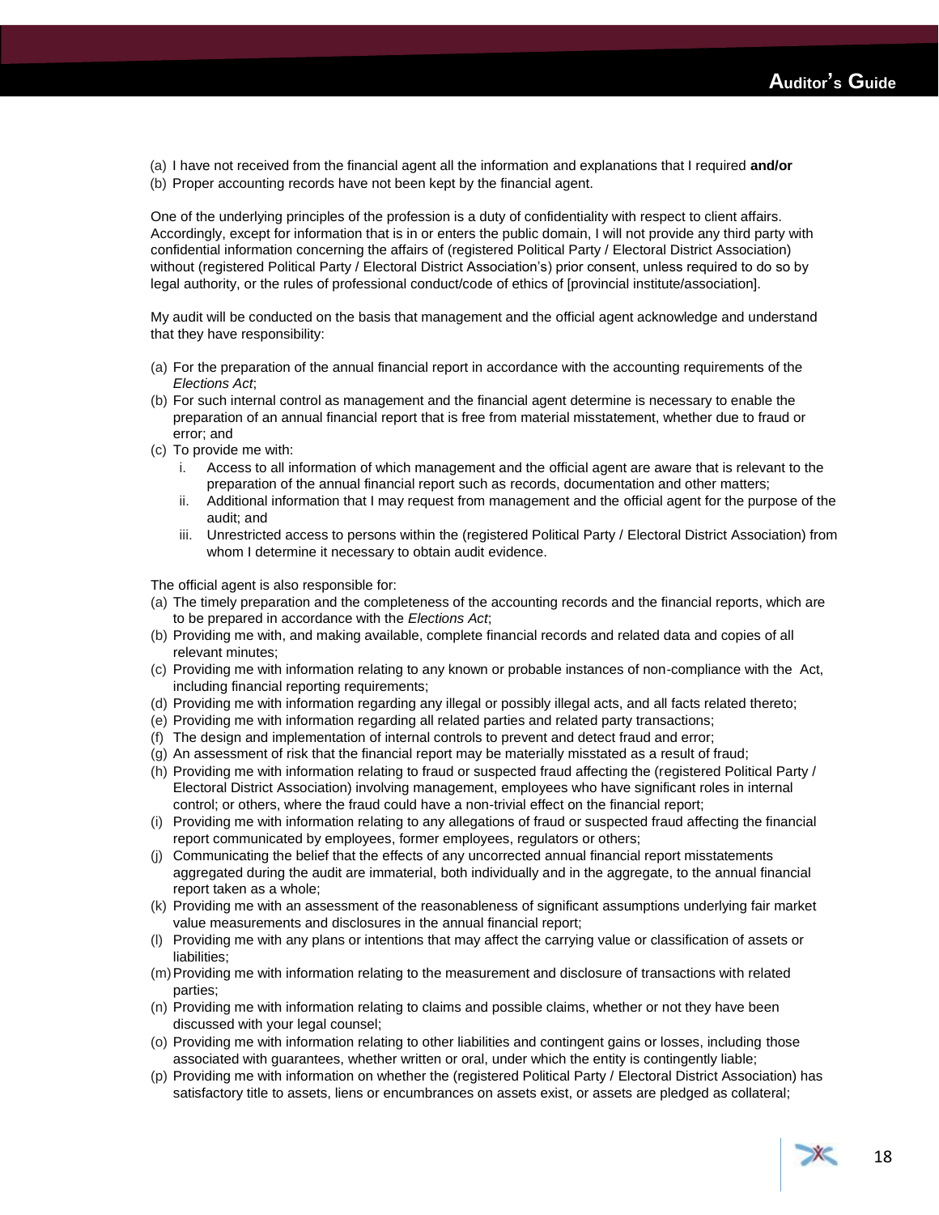(a) I have not received from the financial agent all the information and explanations that I required **and/or**
(b) Proper accounting records have not been kept by the financial agent.

One of the underlying principles of the profession is a duty of confidentiality with respect to client affairs. Accordingly, except for information that is in or enters the public domain, I will not provide any third party with confidential information concerning the affairs of (registered Political Party / Electoral District Association) without (registered Political Party / Electoral District Association's) prior consent, unless required to do so by legal authority, or the rules of professional conduct/code of ethics of [provincial institute/association].

My audit will be conducted on the basis that management and the official agent acknowledge and understand that they have responsibility:

(a) For the preparation of the annual financial report in accordance with the accounting requirements of the *Elections Act*;
(b) For such internal control as management and the financial agent determine is necessary to enable the preparation of an annual financial report that is free from material misstatement, whether due to fraud or error; and
(c) To provide me with:
   i. Access to all information of which management and the official agent are aware that is relevant to the preparation of the annual financial report such as records, documentation and other matters;
   ii. Additional information that I may request from management and the official agent for the purpose of the audit; and
   iii. Unrestricted access to persons within the (registered Political Party / Electoral District Association) from whom I determine it necessary to obtain audit evidence.

The official agent is also responsible for:
(a) The timely preparation and the completeness of the accounting records and the financial reports, which are to be prepared in accordance with the *Elections Act*;
(b) Providing me with, and making available, complete financial records and related data and copies of all relevant minutes;
(c) Providing me with information relating to any known or probable instances of non-compliance with the Act, including financial reporting requirements;
(d) Providing me with information regarding any illegal or possibly illegal acts, and all facts related thereto;
(e) Providing me with information regarding all related parties and related party transactions;
(f) The design and implementation of internal controls to prevent and detect fraud and error;
(g) An assessment of risk that the financial report may be materially misstated as a result of fraud;
(h) Providing me with information relating to fraud or suspected fraud affecting the (registered Political Party / Electoral District Association) involving management, employees who have significant roles in internal control; or others, where the fraud could have a non-trivial effect on the financial report;
(i) Providing me with information relating to any allegations of fraud or suspected fraud affecting the financial report communicated by employees, former employees, regulators or others;
(j) Communicating the belief that the effects of any uncorrected annual financial report misstatements aggregated during the audit are immaterial, both individually and in the aggregate, to the annual financial report taken as a whole;
(k) Providing me with an assessment of the reasonableness of significant assumptions underlying fair market value measurements and disclosures in the annual financial report;
(l) Providing me with any plans or intentions that may affect the carrying value or classification of assets or liabilities;
(m) Providing me with information relating to the measurement and disclosure of transactions with related parties;
(n) Providing me with information relating to claims and possible claims, whether or not they have been discussed with your legal counsel;
(o) Providing me with information relating to other liabilities and contingent gains or losses, including those associated with guarantees, whether written or oral, under which the entity is contingently liable;
(p) Providing me with information on whether the (registered Political Party / Electoral District Association) has satisfactory title to assets, liens or encumbrances on assets exist, or assets are pledged as collateral;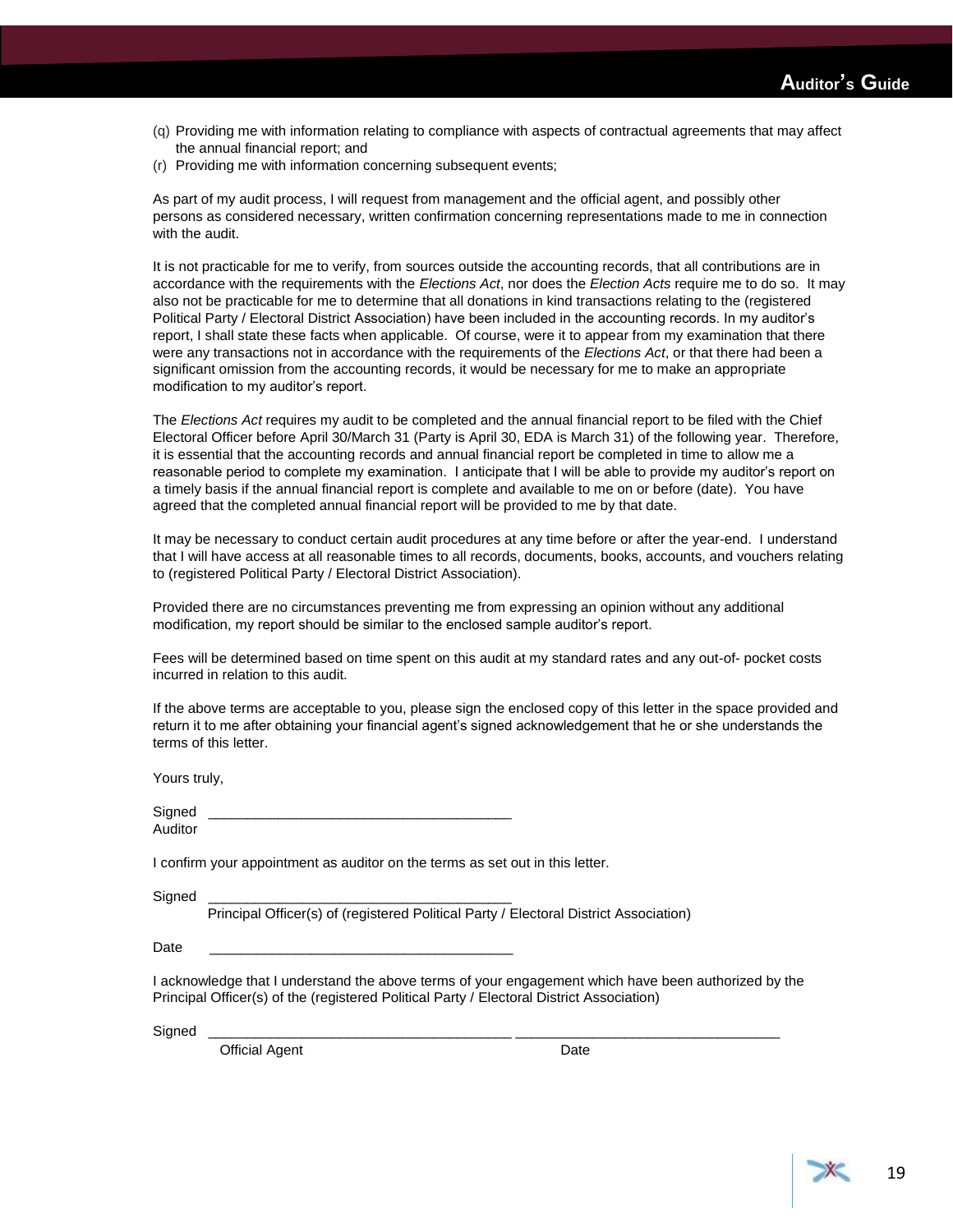(q) Providing me with information relating to compliance with aspects of contractual agreements that may affect the annual financial report; and

(r) Providing me with information concerning subsequent events;

As part of my audit process, I will request from management and the official agent, and possibly other persons as considered necessary, written confirmation concerning representations made to me in connection with the audit.

It is not practicable for me to verify, from sources outside the accounting records, that all contributions are in accordance with the requirements with the *Elections Act*, nor does the *Election Acts* require me to do so. It may also not be practicable for me to determine that all donations in kind transactions relating to the (registered Political Party / Electoral District Association) have been included in the accounting records. In my auditor's report, I shall state these facts when applicable. Of course, were it to appear from my examination that there were any transactions not in accordance with the requirements of the *Elections Act*, or that there had been a significant omission from the accounting records, it would be necessary for me to make an appropriate modification to my auditor's report.

The *Elections Act* requires my audit to be completed and the annual financial report to be filed with the Chief Electoral Officer before April 30/March 31 (Party is April 30, EDA is March 31) of the following year. Therefore, it is essential that the accounting records and annual financial report be completed in time to allow me a reasonable period to complete my examination. I anticipate that I will be able to provide my auditor's report on a timely basis if the annual financial report is complete and available to me on or before (date). You have agreed that the completed annual financial report will be provided to me by that date.

It may be necessary to conduct certain audit procedures at any time before or after the year-end. I understand that I will have access at all reasonable times to all records, documents, books, accounts, and vouchers relating to (registered Political Party / Electoral District Association).

Provided there are no circumstances preventing me from expressing an opinion without any additional modification, my report should be similar to the enclosed sample auditor's report.

Fees will be determined based on time spent on this audit at my standard rates and any out-of- pocket costs incurred in relation to this audit.

If the above terms are acceptable to you, please sign the enclosed copy of this letter in the space provided and return it to me after obtaining your financial agent's signed acknowledgement that he or she understands the terms of this letter.

Yours truly,

Signed \_\_\_\_\_\_\_\_\_\_\_\_\_\_\_\_\_\_\_\_\_\_\_\_\_\_\_\_\_\_\_\_\_\_\_\_\_\_\_\_
Auditor

I confirm your appointment as auditor on the terms as set out in this letter.

Signed \_\_\_\_\_\_\_\_\_\_\_\_\_\_\_\_\_\_\_\_\_\_\_\_\_\_\_\_\_\_\_\_\_\_\_\_\_\_\_\_
Principal Officer(s) of (registered Political Party / Electoral District Association)

Date \_\_\_\_\_\_\_\_\_\_\_\_\_\_\_\_\_\_\_\_\_\_\_\_\_\_\_\_\_\_\_\_\_\_\_\_\_\_\_\_

I acknowledge that I understand the above terms of your engagement which have been authorized by the Principal Officer(s) of the (registered Political Party / Electoral District Association)

Signed \_\_\_\_\_\_\_\_\_\_\_\_\_\_\_\_\_\_\_\_\_\_\_\_\_\_\_\_\_\_\_\_\_\_\_\_\_\_\_\_ \_\_\_\_\_\_\_\_\_\_\_\_\_\_\_\_\_\_\_\_\_\_\_\_\_\_\_\_\_\_\_\_\_\_\_\_
Official Agent Date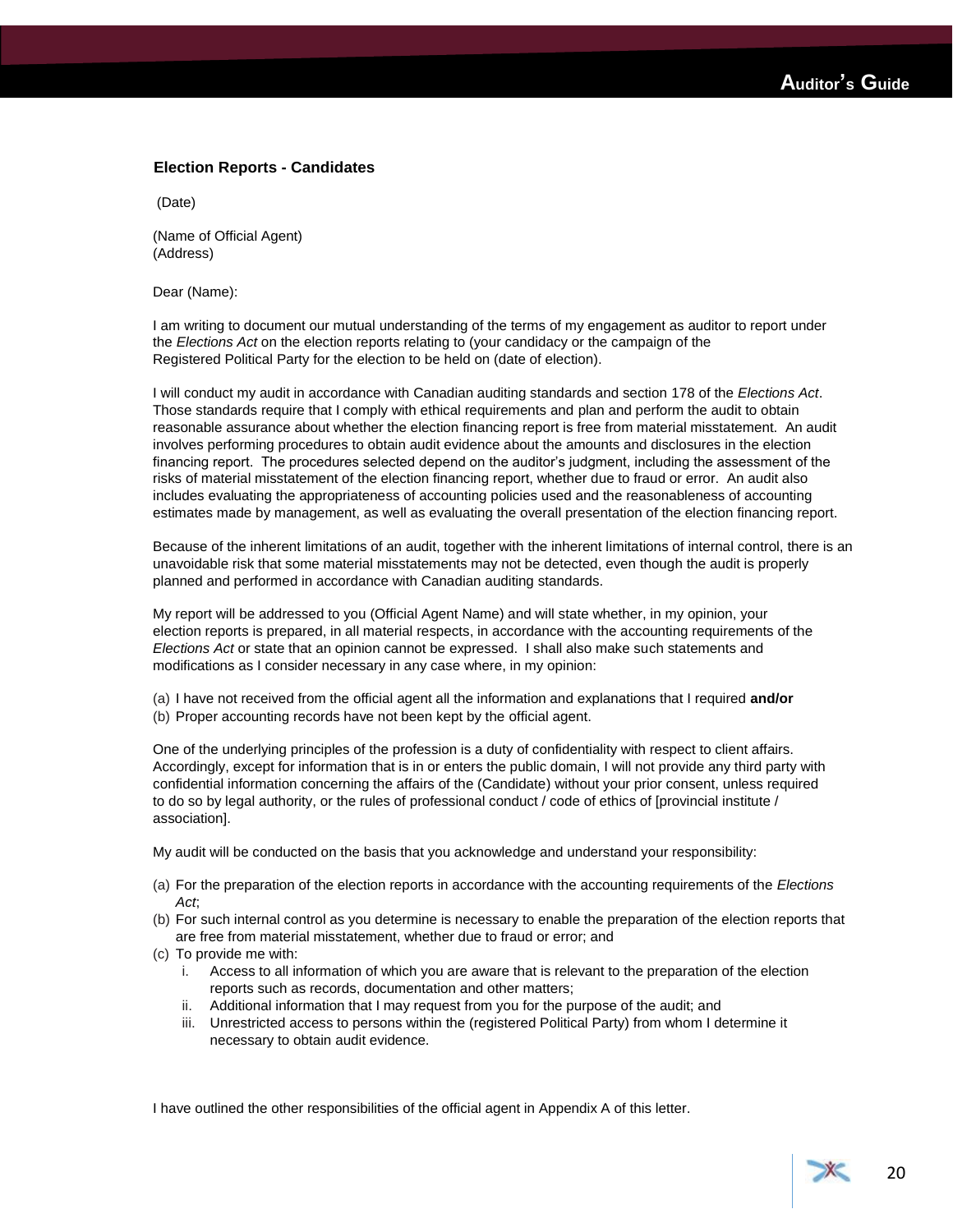### Election Reports - Candidates

(Date)

(Name of Official Agent)
(Address)

Dear (Name):

I am writing to document our mutual understanding of the terms of my engagement as auditor to report under the *Elections Act* on the election reports relating to (your candidacy or the campaign of the Registered Political Party for the election to be held on (date of election).

I will conduct my audit in accordance with Canadian auditing standards and section 178 of the *Elections Act*. Those standards require that I comply with ethical requirements and plan and perform the audit to obtain reasonable assurance about whether the election financing report is free from material misstatement. An audit involves performing procedures to obtain audit evidence about the amounts and disclosures in the election financing report. The procedures selected depend on the auditor's judgment, including the assessment of the risks of material misstatement of the election financing report, whether due to fraud or error. An audit also includes evaluating the appropriateness of accounting policies used and the reasonableness of accounting estimates made by management, as well as evaluating the overall presentation of the election financing report.

Because of the inherent limitations of an audit, together with the inherent limitations of internal control, there is an unavoidable risk that some material misstatements may not be detected, even though the audit is properly planned and performed in accordance with Canadian auditing standards.

My report will be addressed to you (Official Agent Name) and will state whether, in my opinion, your election reports is prepared, in all material respects, in accordance with the accounting requirements of the *Elections Act* or state that an opinion cannot be expressed. I shall also make such statements and modifications as I consider necessary in any case where, in my opinion:

(a) I have not received from the official agent all the information and explanations that I required **and/or**
(b) Proper accounting records have not been kept by the official agent.

One of the underlying principles of the profession is a duty of confidentiality with respect to client affairs. Accordingly, except for information that is in or enters the public domain, I will not provide any third party with confidential information concerning the affairs of the (Candidate) without your prior consent, unless required to do so by legal authority, or the rules of professional conduct / code of ethics of [provincial institute / association].

My audit will be conducted on the basis that you acknowledge and understand your responsibility:

(a) For the preparation of the election reports in accordance with the accounting requirements of the *Elections Act*;
(b) For such internal control as you determine is necessary to enable the preparation of the election reports that are free from material misstatement, whether due to fraud or error; and
(c) To provide me with:
   i. Access to all information of which you are aware that is relevant to the preparation of the election reports such as records, documentation and other matters;
   ii. Additional information that I may request from you for the purpose of the audit; and
   iii. Unrestricted access to persons within the (registered Political Party) from whom I determine it necessary to obtain audit evidence.

I have outlined the other responsibilities of the official agent in Appendix A of this letter.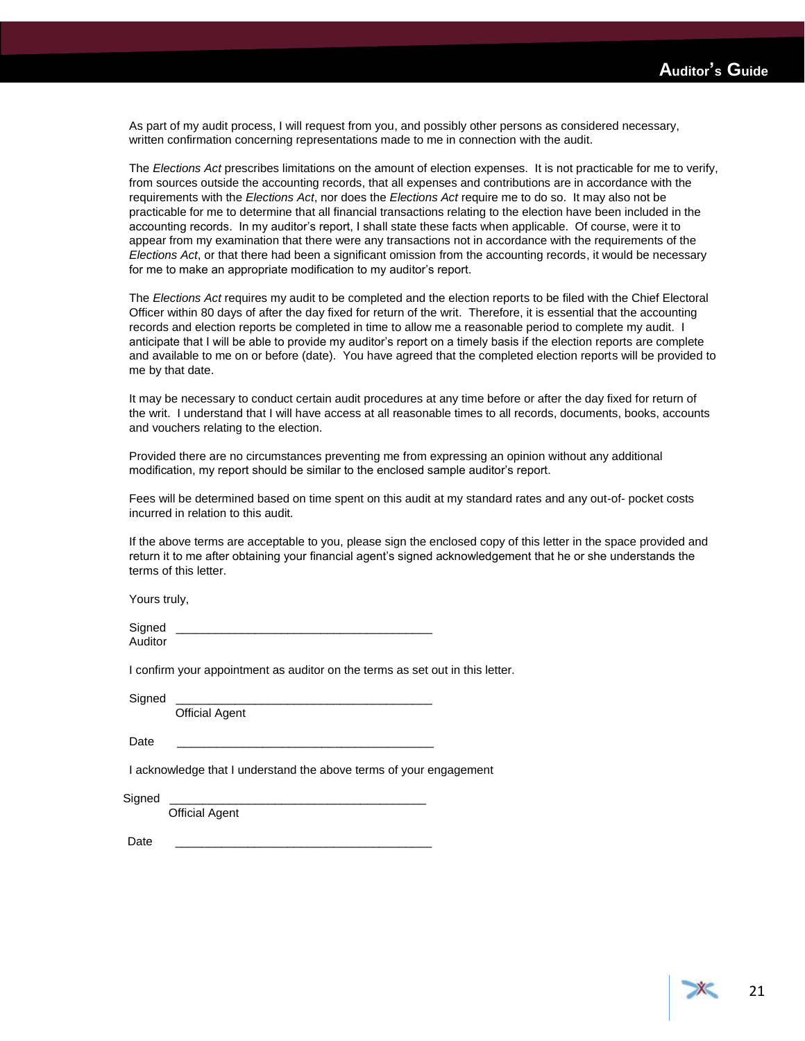As part of my audit process, I will request from you, and possibly other persons as considered necessary, written confirmation concerning representations made to me in connection with the audit.

The *Elections Act* prescribes limitations on the amount of election expenses. It is not practicable for me to verify, from sources outside the accounting records, that all expenses and contributions are in accordance with the requirements with the *Elections Act*, nor does the *Elections Act* require me to do so. It may also not be practicable for me to determine that all financial transactions relating to the election have been included in the accounting records. In my auditor's report, I shall state these facts when applicable. Of course, were it to appear from my examination that there were any transactions not in accordance with the requirements of the *Elections Act*, or that there had been a significant omission from the accounting records, it would be necessary for me to make an appropriate modification to my auditor's report.

The *Elections Act* requires my audit to be completed and the election reports to be filed with the Chief Electoral Officer within 80 days of after the day fixed for return of the writ. Therefore, it is essential that the accounting records and election reports be completed in time to allow me a reasonable period to complete my audit. I anticipate that I will be able to provide my auditor's report on a timely basis if the election reports are complete and available to me on or before (date). You have agreed that the completed election reports will be provided to me by that date.

It may be necessary to conduct certain audit procedures at any time before or after the day fixed for return of the writ. I understand that I will have access at all reasonable times to all records, documents, books, accounts and vouchers relating to the election.

Provided there are no circumstances preventing me from expressing an opinion without any additional modification, my report should be similar to the enclosed sample auditor's report.

Fees will be determined based on time spent on this audit at my standard rates and any out-of- pocket costs incurred in relation to this audit.

If the above terms are acceptable to you, please sign the enclosed copy of this letter in the space provided and return it to me after obtaining your financial agent's signed acknowledgement that he or she understands the terms of this letter.

Yours truly,

Signed \_\_\_\_\_\_\_\_\_\_\_\_\_\_\_\_\_\_\_\_\_\_\_\_\_\_\_\_\_\_\_\_\_\_\_\_\_\_\_\_
Auditor

I confirm your appointment as auditor on the terms as set out in this letter.

Signed \_\_\_\_\_\_\_\_\_\_\_\_\_\_\_\_\_\_\_\_\_\_\_\_\_\_\_\_\_\_\_\_\_\_\_\_\_\_\_\_
Official Agent

Date \_\_\_\_\_\_\_\_\_\_\_\_\_\_\_\_\_\_\_\_\_\_\_\_\_\_\_\_\_\_\_\_\_\_\_\_\_\_\_\_

I acknowledge that I understand the above terms of your engagement

Signed \_\_\_\_\_\_\_\_\_\_\_\_\_\_\_\_\_\_\_\_\_\_\_\_\_\_\_\_\_\_\_\_\_\_\_\_\_\_\_\_
Official Agent

Date \_\_\_\_\_\_\_\_\_\_\_\_\_\_\_\_\_\_\_\_\_\_\_\_\_\_\_\_\_\_\_\_\_\_\_\_\_\_\_\_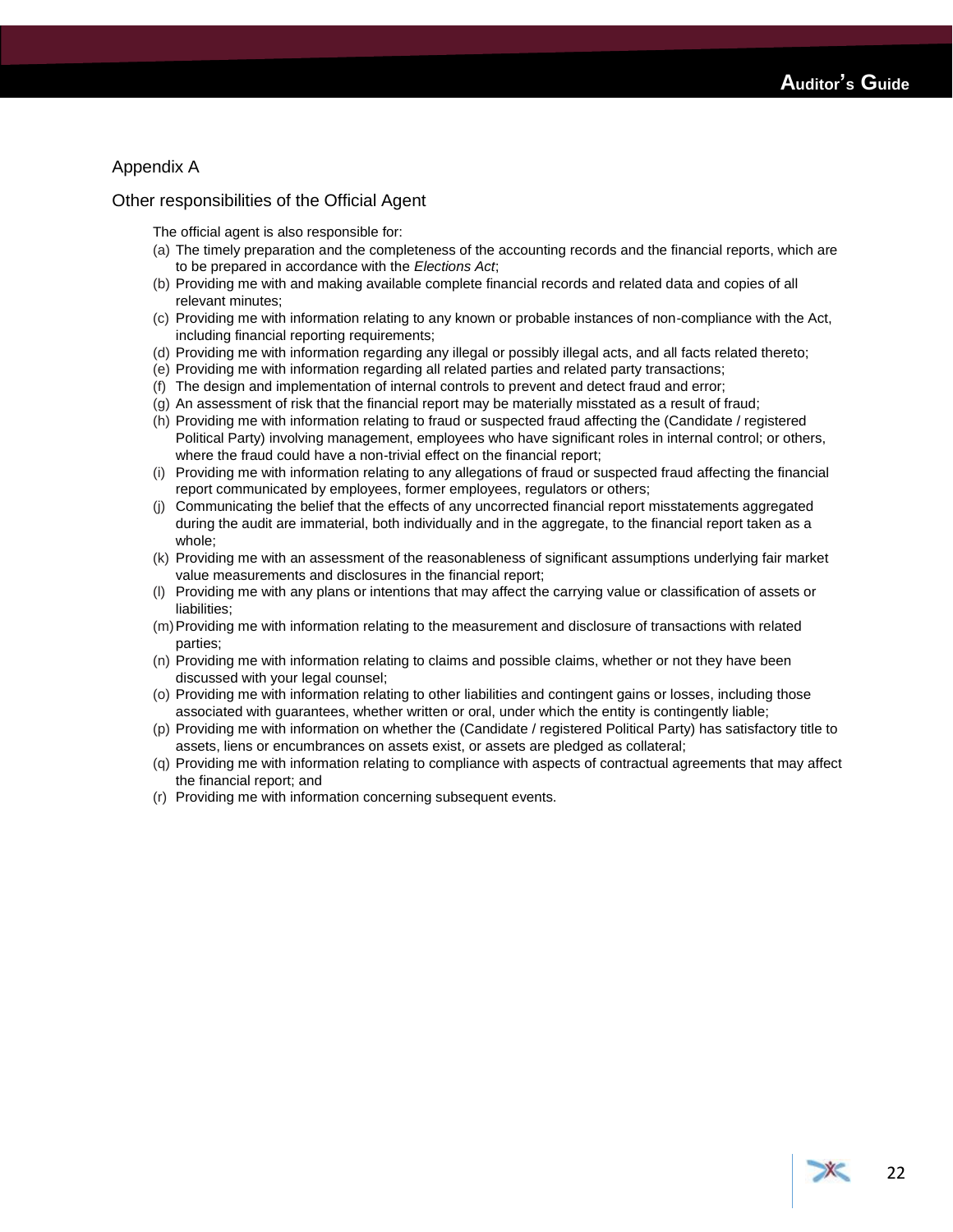## Appendix A

### Other responsibilities of the Official Agent

The official agent is also responsible for:

(a) The timely preparation and the completeness of the accounting records and the financial reports, which are to be prepared in accordance with the *Elections Act*;
(b) Providing me with and making available complete financial records and related data and copies of all relevant minutes;
(c) Providing me with information relating to any known or probable instances of non-compliance with the Act, including financial reporting requirements;
(d) Providing me with information regarding any illegal or possibly illegal acts, and all facts related thereto;
(e) Providing me with information regarding all related parties and related party transactions;
(f) The design and implementation of internal controls to prevent and detect fraud and error;
(g) An assessment of risk that the financial report may be materially misstated as a result of fraud;
(h) Providing me with information relating to fraud or suspected fraud affecting the (Candidate / registered Political Party) involving management, employees who have significant roles in internal control; or others, where the fraud could have a non-trivial effect on the financial report;
(i) Providing me with information relating to any allegations of fraud or suspected fraud affecting the financial report communicated by employees, former employees, regulators or others;
(j) Communicating the belief that the effects of any uncorrected financial report misstatements aggregated during the audit are immaterial, both individually and in the aggregate, to the financial report taken as a whole;
(k) Providing me with an assessment of the reasonableness of significant assumptions underlying fair market value measurements and disclosures in the financial report;
(l) Providing me with any plans or intentions that may affect the carrying value or classification of assets or liabilities;
(m) Providing me with information relating to the measurement and disclosure of transactions with related parties;
(n) Providing me with information relating to claims and possible claims, whether or not they have been discussed with your legal counsel;
(o) Providing me with information relating to other liabilities and contingent gains or losses, including those associated with guarantees, whether written or oral, under which the entity is contingently liable;
(p) Providing me with information on whether the (Candidate / registered Political Party) has satisfactory title to assets, liens or encumbrances on assets exist, or assets are pledged as collateral;
(q) Providing me with information relating to compliance with aspects of contractual agreements that may affect the financial report; and
(r) Providing me with information concerning subsequent events.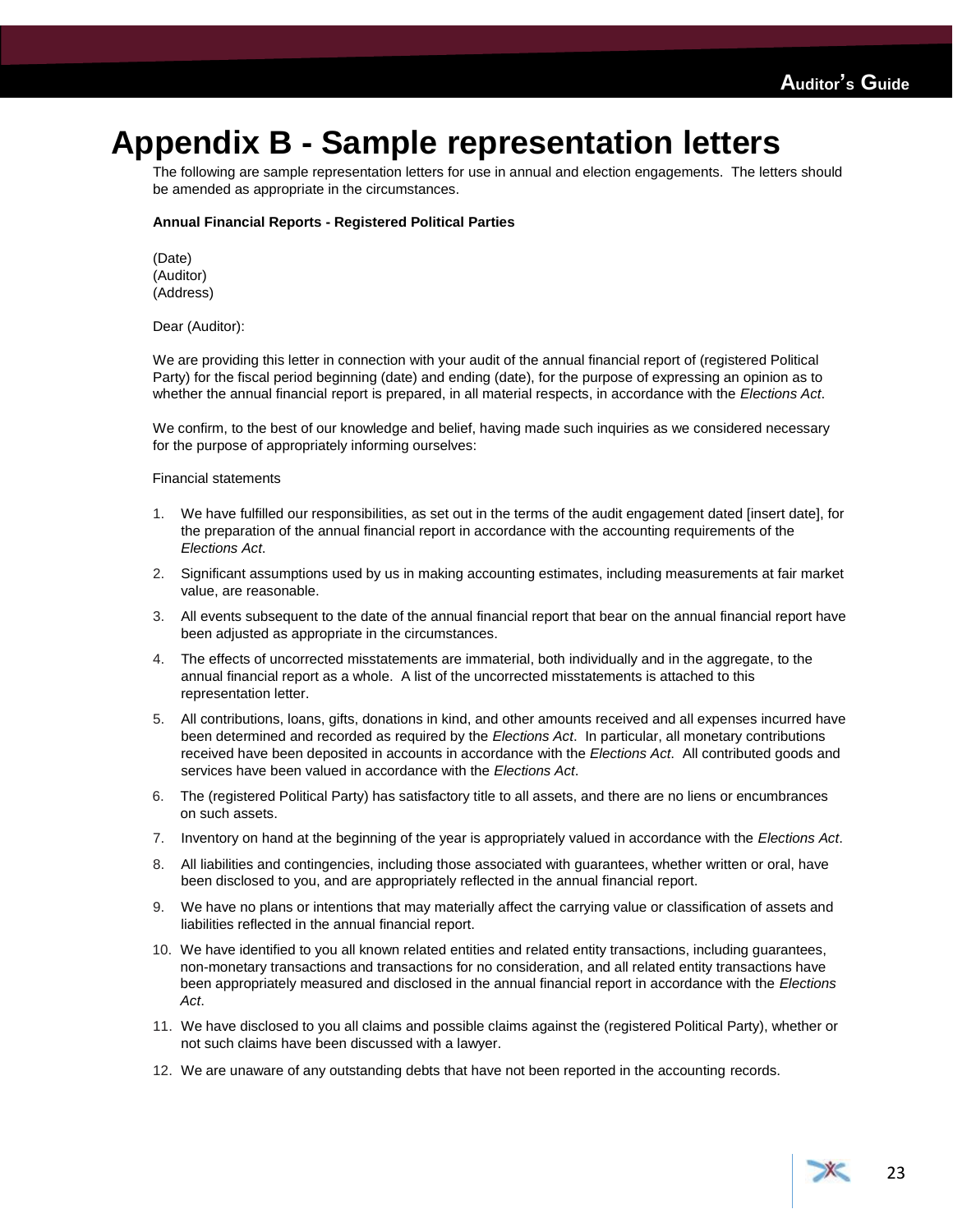# Appendix B - Sample representation letters

The following are sample representation letters for use in annual and election engagements. The letters should be amended as appropriate in the circumstances.

**Annual Financial Reports - Registered Political Parties**

(Date)
(Auditor)
(Address)

Dear (Auditor):

We are providing this letter in connection with your audit of the annual financial report of (registered Political Party) for the fiscal period beginning (date) and ending (date), for the purpose of expressing an opinion as to whether the annual financial report is prepared, in all material respects, in accordance with the *Elections Act*.

We confirm, to the best of our knowledge and belief, having made such inquiries as we considered necessary for the purpose of appropriately informing ourselves:

Financial statements

1. We have fulfilled our responsibilities, as set out in the terms of the audit engagement dated [insert date], for the preparation of the annual financial report in accordance with the accounting requirements of the *Elections Act*.
2. Significant assumptions used by us in making accounting estimates, including measurements at fair market value, are reasonable.
3. All events subsequent to the date of the annual financial report that bear on the annual financial report have been adjusted as appropriate in the circumstances.
4. The effects of uncorrected misstatements are immaterial, both individually and in the aggregate, to the annual financial report as a whole. A list of the uncorrected misstatements is attached to this representation letter.
5. All contributions, loans, gifts, donations in kind, and other amounts received and all expenses incurred have been determined and recorded as required by the *Elections Act*. In particular, all monetary contributions received have been deposited in accounts in accordance with the *Elections Act.* All contributed goods and services have been valued in accordance with the *Elections Act*.
6. The (registered Political Party) has satisfactory title to all assets, and there are no liens or encumbrances on such assets.
7. Inventory on hand at the beginning of the year is appropriately valued in accordance with the *Elections Act*.
8. All liabilities and contingencies, including those associated with guarantees, whether written or oral, have been disclosed to you, and are appropriately reflected in the annual financial report.
9. We have no plans or intentions that may materially affect the carrying value or classification of assets and liabilities reflected in the annual financial report.
10. We have identified to you all known related entities and related entity transactions, including guarantees, non-monetary transactions and transactions for no consideration, and all related entity transactions have been appropriately measured and disclosed in the annual financial report in accordance with the *Elections Act*.
11. We have disclosed to you all claims and possible claims against the (registered Political Party), whether or not such claims have been discussed with a lawyer.
12. We are unaware of any outstanding debts that have not been reported in the accounting records.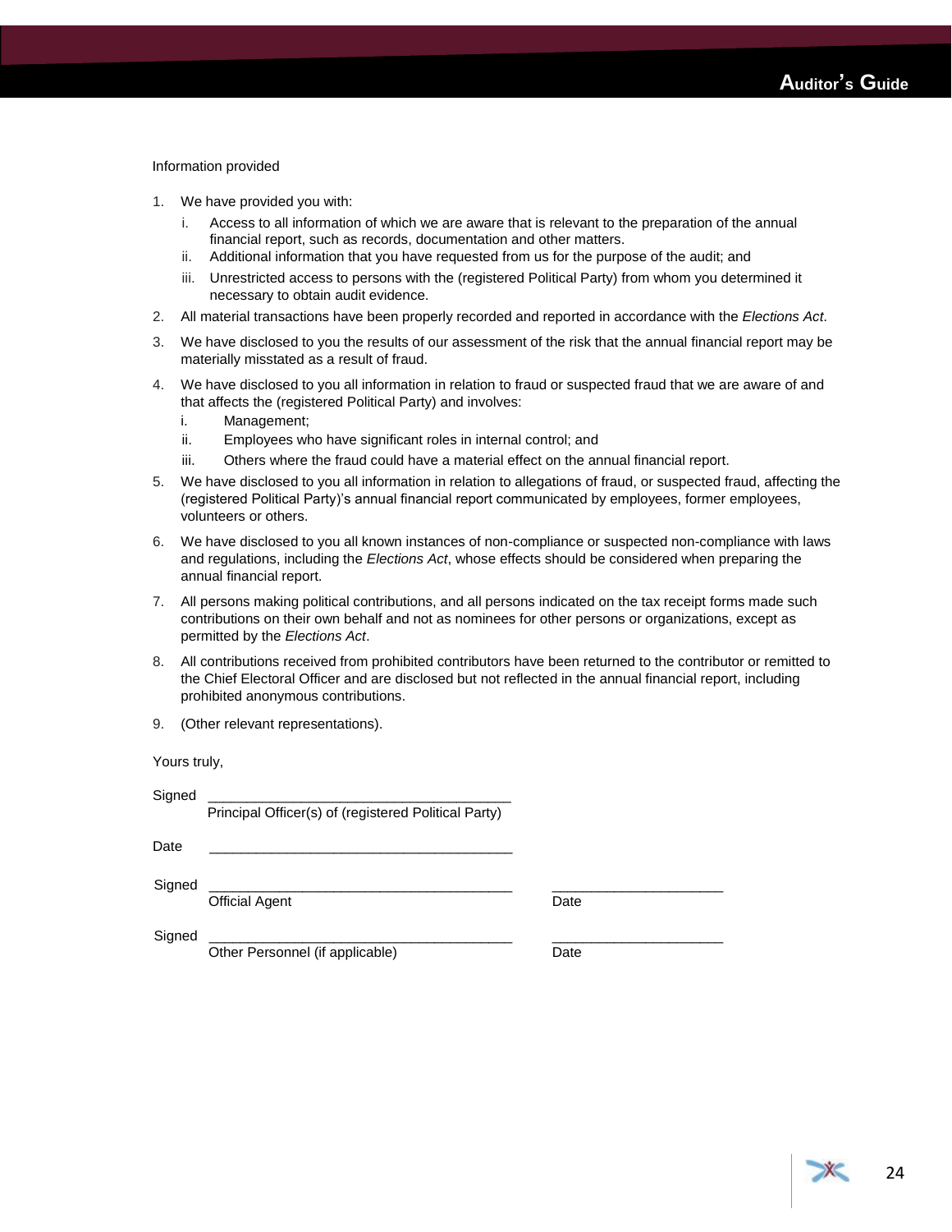Information provided

1. We have provided you with:
   1. Access to all information of which we are aware that is relevant to the preparation of the annual financial report, such as records, documentation and other matters.
   2. Additional information that you have requested from us for the purpose of the audit; and
   3. Unrestricted access to persons with the (registered Political Party) from whom you determined it necessary to obtain audit evidence.
2. All material transactions have been properly recorded and reported in accordance with the *Elections Act*.
3. We have disclosed to you the results of our assessment of the risk that the annual financial report may be materially misstated as a result of fraud.
4. We have disclosed to you all information in relation to fraud or suspected fraud that we are aware of and that affects the (registered Political Party) and involves:
   1. Management;
   2. Employees who have significant roles in internal control; and
   3. Others where the fraud could have a material effect on the annual financial report.
5. We have disclosed to you all information in relation to allegations of fraud, or suspected fraud, affecting the (registered Political Party)'s annual financial report communicated by employees, former employees, volunteers or others.
6. We have disclosed to you all known instances of non-compliance or suspected non-compliance with laws and regulations, including the *Elections Act*, whose effects should be considered when preparing the annual financial report.
7. All persons making political contributions, and all persons indicated on the tax receipt forms made such contributions on their own behalf and not as nominees for other persons or organizations, except as permitted by the *Elections Act*.
8. All contributions received from prohibited contributors have been returned to the contributor or remitted to the Chief Electoral Officer and are disclosed but not reflected in the annual financial report, including prohibited anonymous contributions.
9. (Other relevant representations).

Yours truly,

Signed \_\_\_\_\_\_\_\_\_\_\_\_\_\_\_\_\_\_\_\_\_\_\_\_\_\_\_\_\_\_\_\_\_\_\_\_\_\_\_\_
Principal Officer(s) of (registered Political Party)

Date \_\_\_\_\_\_\_\_\_\_\_\_\_\_\_\_\_\_\_\_\_\_\_\_\_\_\_\_\_\_\_\_\_\_\_\_\_\_\_\_

Signed \_\_\_\_\_\_\_\_\_\_\_\_\_\_\_\_\_\_\_\_\_\_\_\_\_\_\_\_\_\_\_\_\_\_\_\_\_\_\_\_ \_\_\_\_\_\_\_\_\_\_\_\_\_\_\_\_\_\_\_\_\_\_
Official Agent Date

Signed \_\_\_\_\_\_\_\_\_\_\_\_\_\_\_\_\_\_\_\_\_\_\_\_\_\_\_\_\_\_\_\_\_\_\_\_\_\_\_\_ \_\_\_\_\_\_\_\_\_\_\_\_\_\_\_\_\_\_\_\_\_\_
Other Personnel (if applicable) Date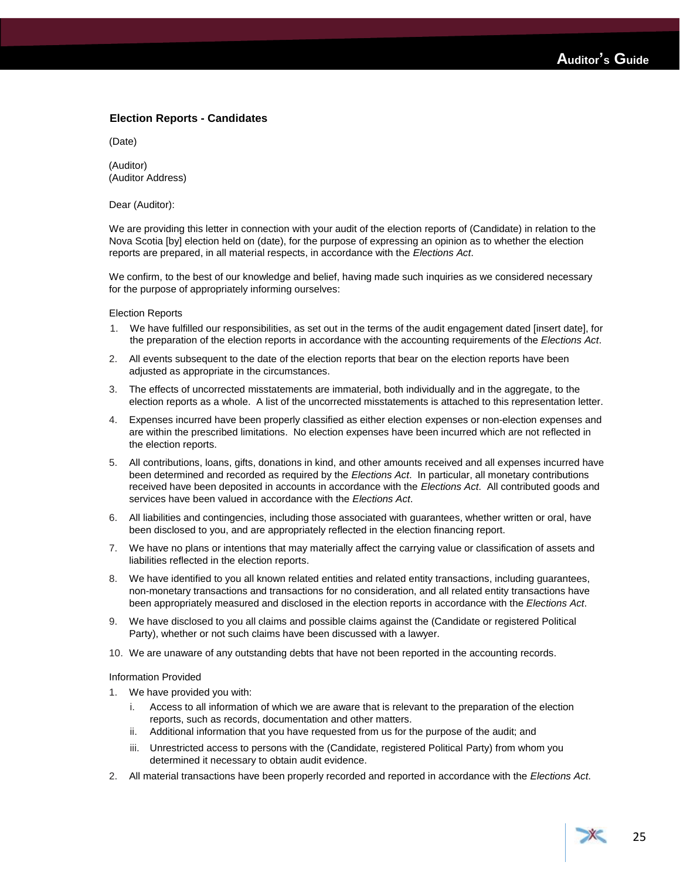### Election Reports - Candidates

(Date)

(Auditor)
(Auditor Address)

Dear (Auditor):

We are providing this letter in connection with your audit of the election reports of (Candidate) in relation to the Nova Scotia [by] election held on (date), for the purpose of expressing an opinion as to whether the election reports are prepared, in all material respects, in accordance with the *Elections Act*.

We confirm, to the best of our knowledge and belief, having made such inquiries as we considered necessary for the purpose of appropriately informing ourselves:

Election Reports

1. We have fulfilled our responsibilities, as set out in the terms of the audit engagement dated [insert date], for the preparation of the election reports in accordance with the accounting requirements of the *Elections Act*.
2. All events subsequent to the date of the election reports that bear on the election reports have been adjusted as appropriate in the circumstances.
3. The effects of uncorrected misstatements are immaterial, both individually and in the aggregate, to the election reports as a whole. A list of the uncorrected misstatements is attached to this representation letter.
4. Expenses incurred have been properly classified as either election expenses or non-election expenses and are within the prescribed limitations. No election expenses have been incurred which are not reflected in the election reports.
5. All contributions, loans, gifts, donations in kind, and other amounts received and all expenses incurred have been determined and recorded as required by the *Elections Act*. In particular, all monetary contributions received have been deposited in accounts in accordance with the *Elections Act*. All contributed goods and services have been valued in accordance with the *Elections Act*.
6. All liabilities and contingencies, including those associated with guarantees, whether written or oral, have been disclosed to you, and are appropriately reflected in the election financing report.
7. We have no plans or intentions that may materially affect the carrying value or classification of assets and liabilities reflected in the election reports.
8. We have identified to you all known related entities and related entity transactions, including guarantees, non-monetary transactions and transactions for no consideration, and all related entity transactions have been appropriately measured and disclosed in the election reports in accordance with the *Elections Act*.
9. We have disclosed to you all claims and possible claims against the (Candidate or registered Political Party), whether or not such claims have been discussed with a lawyer.
10. We are unaware of any outstanding debts that have not been reported in the accounting records.

Information Provided

1. We have provided you with:
   i. Access to all information of which we are aware that is relevant to the preparation of the election reports, such as records, documentation and other matters.
   ii. Additional information that you have requested from us for the purpose of the audit; and
   iii. Unrestricted access to persons with the (Candidate, registered Political Party) from whom you determined it necessary to obtain audit evidence.
2. All material transactions have been properly recorded and reported in accordance with the *Elections Act*.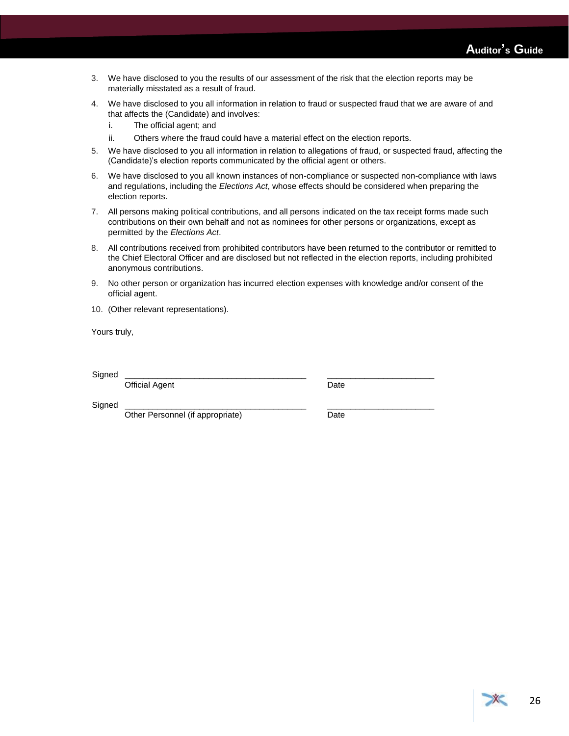3. We have disclosed to you the results of our assessment of the risk that the election reports may be materially misstated as a result of fraud.

4. We have disclosed to you all information in relation to fraud or suspected fraud that we are aware of and that affects the (Candidate) and involves:
   i. The official agent; and
   ii. Others where the fraud could have a material effect on the election reports.

5. We have disclosed to you all information in relation to allegations of fraud, or suspected fraud, affecting the (Candidate)'s election reports communicated by the official agent or others.

6. We have disclosed to you all known instances of non-compliance or suspected non-compliance with laws and regulations, including the *Elections Act*, whose effects should be considered when preparing the election reports.

7. All persons making political contributions, and all persons indicated on the tax receipt forms made such contributions on their own behalf and not as nominees for other persons or organizations, except as permitted by the *Elections Act*.

8. All contributions received from prohibited contributors have been returned to the contributor or remitted to the Chief Electoral Officer and are disclosed but not reflected in the election reports, including prohibited anonymous contributions.

9. No other person or organization has incurred election expenses with knowledge and/or consent of the official agent.

10. (Other relevant representations).

Yours truly,

Signed ________________________________________ ______________________
Official Agent Date

Signed ________________________________________ ______________________
Other Personnel (if appropriate) Date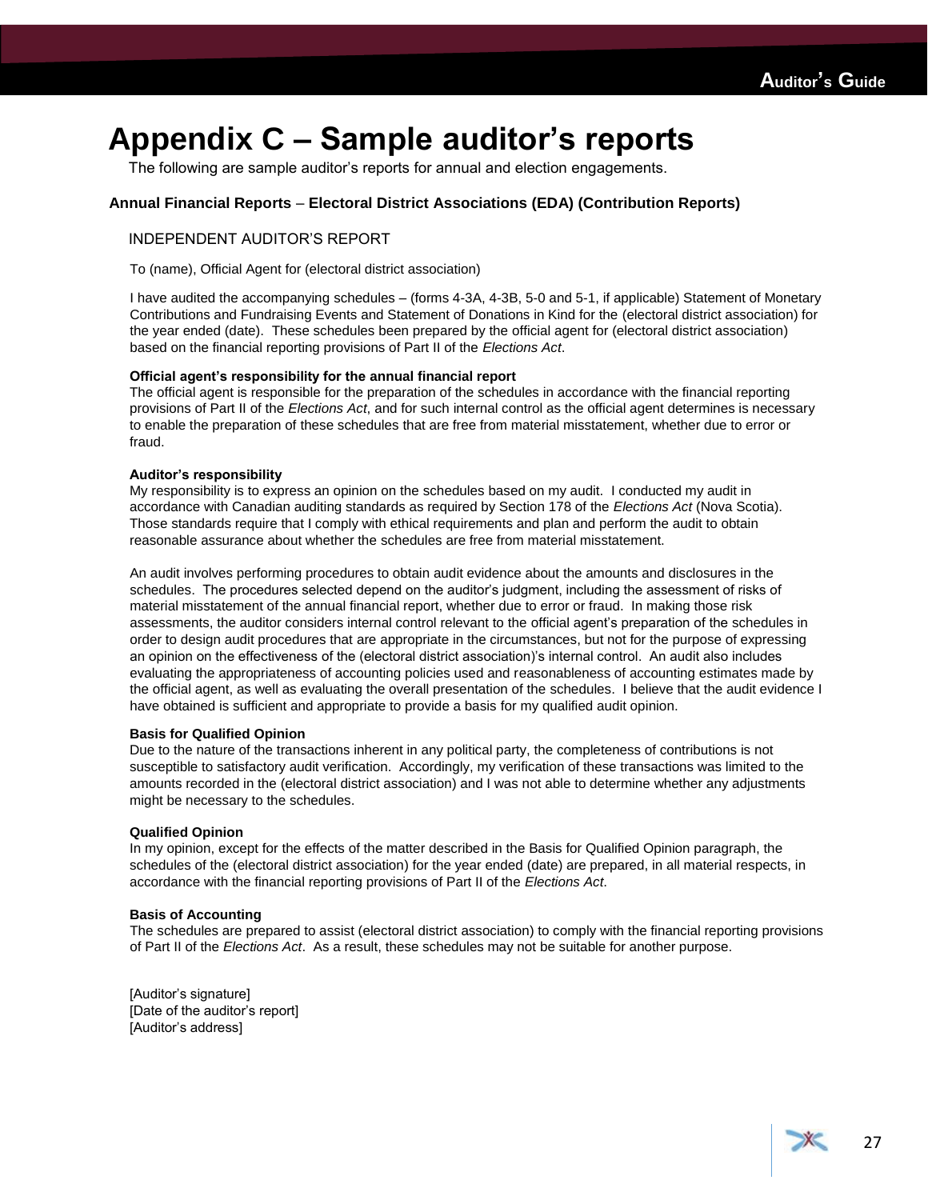# Appendix C – Sample auditor's reports

The following are sample auditor's reports for annual and election engagements.

### Annual Financial Reports – Electoral District Associations (EDA) (Contribution Reports)

INDEPENDENT AUDITOR'S REPORT

To (name), Official Agent for (electoral district association)

I have audited the accompanying schedules – (forms 4-3A, 4-3B, 5-0 and 5-1, if applicable) Statement of Monetary Contributions and Fundraising Events and Statement of Donations in Kind for the (electoral district association) for the year ended (date). These schedules been prepared by the official agent for (electoral district association) based on the financial reporting provisions of Part II of the *Elections Act*.

**Official agent's responsibility for the annual financial report**
The official agent is responsible for the preparation of the schedules in accordance with the financial reporting provisions of Part II of the *Elections Act*, and for such internal control as the official agent determines is necessary to enable the preparation of these schedules that are free from material misstatement, whether due to error or fraud.

**Auditor's responsibility**
My responsibility is to express an opinion on the schedules based on my audit. I conducted my audit in accordance with Canadian auditing standards as required by Section 178 of the *Elections Act* (Nova Scotia). Those standards require that I comply with ethical requirements and plan and perform the audit to obtain reasonable assurance about whether the schedules are free from material misstatement.

An audit involves performing procedures to obtain audit evidence about the amounts and disclosures in the schedules. The procedures selected depend on the auditor's judgment, including the assessment of risks of material misstatement of the annual financial report, whether due to error or fraud. In making those risk assessments, the auditor considers internal control relevant to the official agent's preparation of the schedules in order to design audit procedures that are appropriate in the circumstances, but not for the purpose of expressing an opinion on the effectiveness of the (electoral district association)'s internal control. An audit also includes evaluating the appropriateness of accounting policies used and reasonableness of accounting estimates made by the official agent, as well as evaluating the overall presentation of the schedules. I believe that the audit evidence I have obtained is sufficient and appropriate to provide a basis for my qualified audit opinion.

**Basis for Qualified Opinion**
Due to the nature of the transactions inherent in any political party, the completeness of contributions is not susceptible to satisfactory audit verification. Accordingly, my verification of these transactions was limited to the amounts recorded in the (electoral district association) and I was not able to determine whether any adjustments might be necessary to the schedules.

**Qualified Opinion**
In my opinion, except for the effects of the matter described in the Basis for Qualified Opinion paragraph, the schedules of the (electoral district association) for the year ended (date) are prepared, in all material respects, in accordance with the financial reporting provisions of Part II of the *Elections Act*.

**Basis of Accounting**
The schedules are prepared to assist (electoral district association) to comply with the financial reporting provisions of Part II of the *Elections Act*. As a result, these schedules may not be suitable for another purpose.

[Auditor's signature]
[Date of the auditor's report]
[Auditor's address]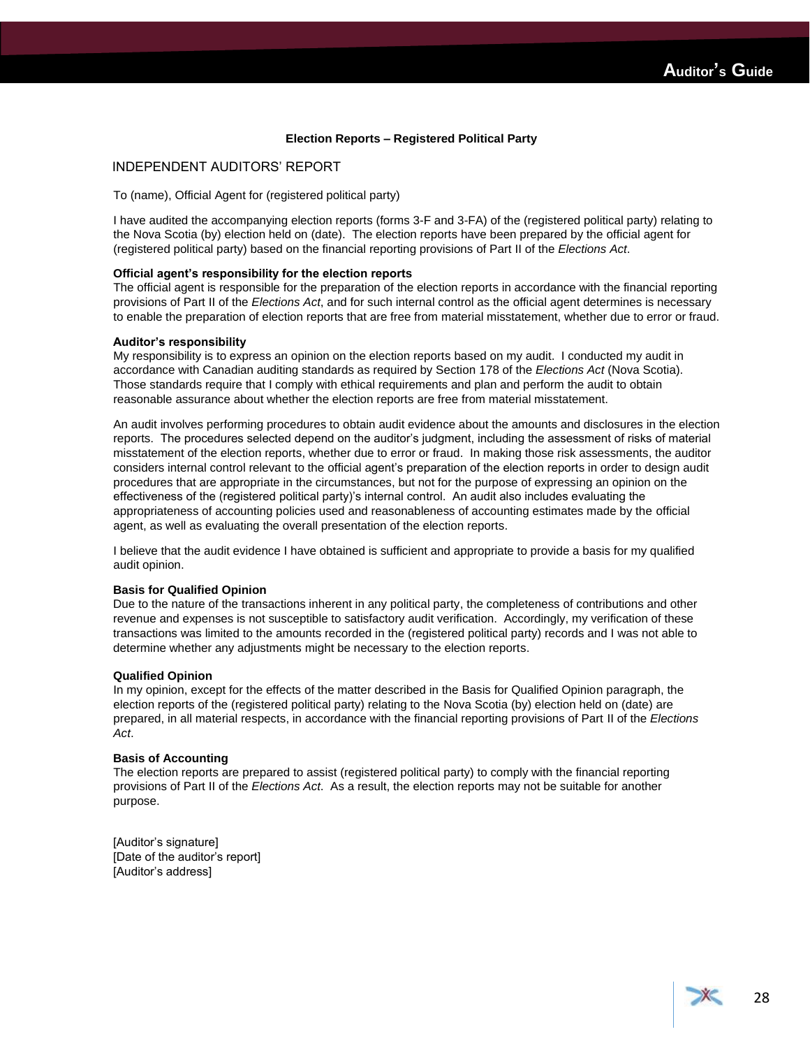**Election Reports – Registered Political Party**

INDEPENDENT AUDITORS' REPORT

To (name), Official Agent for (registered political party)

I have audited the accompanying election reports (forms 3-F and 3-FA) of the (registered political party) relating to the Nova Scotia (by) election held on (date). The election reports have been prepared by the official agent for (registered political party) based on the financial reporting provisions of Part II of the *Elections Act*.

**Official agent's responsibility for the election reports**
The official agent is responsible for the preparation of the election reports in accordance with the financial reporting provisions of Part II of the *Elections Act*, and for such internal control as the official agent determines is necessary to enable the preparation of election reports that are free from material misstatement, whether due to error or fraud.

**Auditor's responsibility**
My responsibility is to express an opinion on the election reports based on my audit. I conducted my audit in accordance with Canadian auditing standards as required by Section 178 of the *Elections Act* (Nova Scotia). Those standards require that I comply with ethical requirements and plan and perform the audit to obtain reasonable assurance about whether the election reports are free from material misstatement.

An audit involves performing procedures to obtain audit evidence about the amounts and disclosures in the election reports. The procedures selected depend on the auditor's judgment, including the assessment of risks of material misstatement of the election reports, whether due to error or fraud. In making those risk assessments, the auditor considers internal control relevant to the official agent's preparation of the election reports in order to design audit procedures that are appropriate in the circumstances, but not for the purpose of expressing an opinion on the effectiveness of the (registered political party)'s internal control. An audit also includes evaluating the appropriateness of accounting policies used and reasonableness of accounting estimates made by the official agent, as well as evaluating the overall presentation of the election reports.

I believe that the audit evidence I have obtained is sufficient and appropriate to provide a basis for my qualified audit opinion.

**Basis for Qualified Opinion**
Due to the nature of the transactions inherent in any political party, the completeness of contributions and other revenue and expenses is not susceptible to satisfactory audit verification. Accordingly, my verification of these transactions was limited to the amounts recorded in the (registered political party) records and I was not able to determine whether any adjustments might be necessary to the election reports.

**Qualified Opinion**
In my opinion, except for the effects of the matter described in the Basis for Qualified Opinion paragraph, the election reports of the (registered political party) relating to the Nova Scotia (by) election held on (date) are prepared, in all material respects, in accordance with the financial reporting provisions of Part II of the *Elections Act*.

**Basis of Accounting**
The election reports are prepared to assist (registered political party) to comply with the financial reporting provisions of Part II of the *Elections Act*. As a result, the election reports may not be suitable for another purpose.

[Auditor's signature]
[Date of the auditor's report]
[Auditor's address]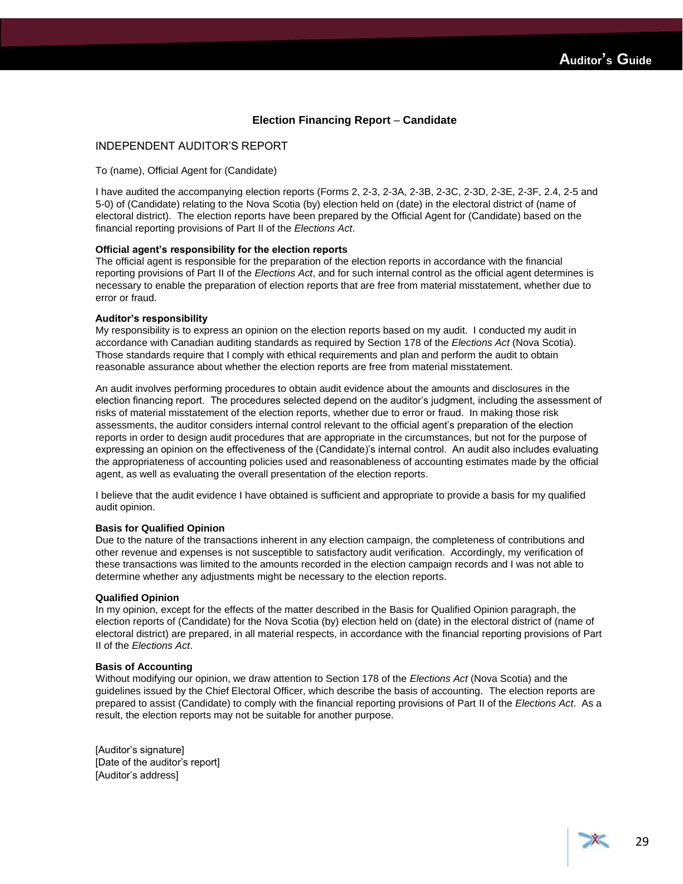### Election Financing Report – Candidate

## INDEPENDENT AUDITOR'S REPORT

To (name), Official Agent for (Candidate)

I have audited the accompanying election reports (Forms 2, 2-3, 2-3A, 2-3B, 2-3C, 2-3D, 2-3E, 2-3F, 2.4, 2-5 and 5-0) of (Candidate) relating to the Nova Scotia (by) election held on (date) in the electoral district of (name of electoral district). The election reports have been prepared by the Official Agent for (Candidate) based on the financial reporting provisions of Part II of the *Elections Act*.

**Official agent's responsibility for the election reports**

The official agent is responsible for the preparation of the election reports in accordance with the financial reporting provisions of Part II of the *Elections Act*, and for such internal control as the official agent determines is necessary to enable the preparation of election reports that are free from material misstatement, whether due to error or fraud.

**Auditor's responsibility**

My responsibility is to express an opinion on the election reports based on my audit. I conducted my audit in accordance with Canadian auditing standards as required by Section 178 of the *Elections Act* (Nova Scotia). Those standards require that I comply with ethical requirements and plan and perform the audit to obtain reasonable assurance about whether the election reports are free from material misstatement.

An audit involves performing procedures to obtain audit evidence about the amounts and disclosures in the election financing report. The procedures selected depend on the auditor's judgment, including the assessment of risks of material misstatement of the election reports, whether due to error or fraud. In making those risk assessments, the auditor considers internal control relevant to the official agent's preparation of the election reports in order to design audit procedures that are appropriate in the circumstances, but not for the purpose of expressing an opinion on the effectiveness of the (Candidate)'s internal control. An audit also includes evaluating the appropriateness of accounting policies used and reasonableness of accounting estimates made by the official agent, as well as evaluating the overall presentation of the election reports.

I believe that the audit evidence I have obtained is sufficient and appropriate to provide a basis for my qualified audit opinion.

**Basis for Qualified Opinion**

Due to the nature of the transactions inherent in any election campaign, the completeness of contributions and other revenue and expenses is not susceptible to satisfactory audit verification. Accordingly, my verification of these transactions was limited to the amounts recorded in the election campaign records and I was not able to determine whether any adjustments might be necessary to the election reports.

**Qualified Opinion**

In my opinion, except for the effects of the matter described in the Basis for Qualified Opinion paragraph, the election reports of (Candidate) for the Nova Scotia (by) election held on (date) in the electoral district of (name of electoral district) are prepared, in all material respects, in accordance with the financial reporting provisions of Part II of the *Elections Act*.

**Basis of Accounting**

Without modifying our opinion, we draw attention to Section 178 of the *Elections Act* (Nova Scotia) and the guidelines issued by the Chief Electoral Officer, which describe the basis of accounting. The election reports are prepared to assist (Candidate) to comply with the financial reporting provisions of Part II of the *Elections Act*. As a result, the election reports may not be suitable for another purpose.

[Auditor's signature]
[Date of the auditor's report]
[Auditor's address]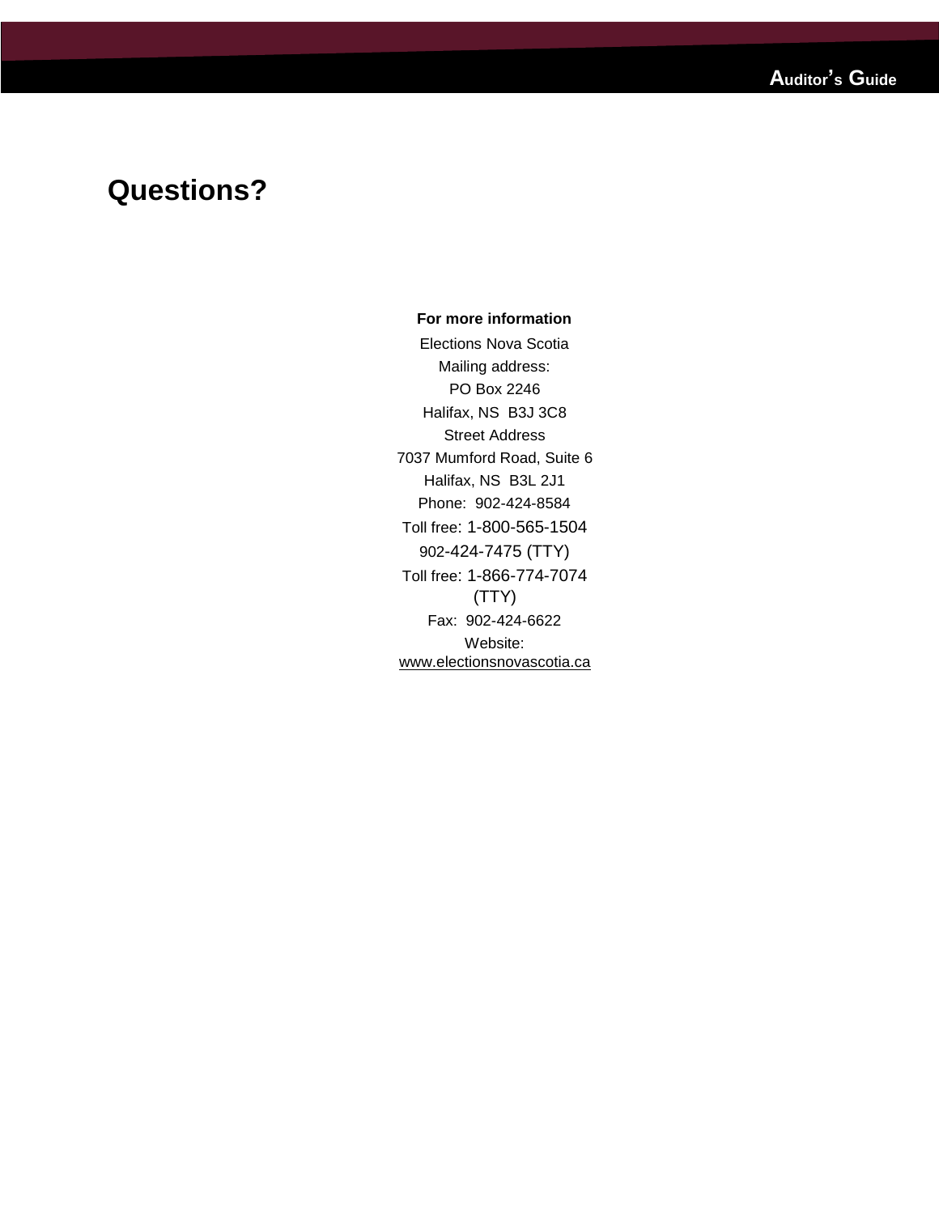# Questions?

**For more information**

Elections Nova Scotia

Mailing address:

PO Box 2246

Halifax, NS  B3J 3C8

Street Address

7037 Mumford Road, Suite 6

Halifax, NS  B3L 2J1

Phone:  902-424-8584

Toll free: 1-800-565-1504

902-424-7475 (TTY)

Toll free: 1-866-774-7074 (TTY)

Fax:  902-424-6622

Website:
www.electionsnovascotia.ca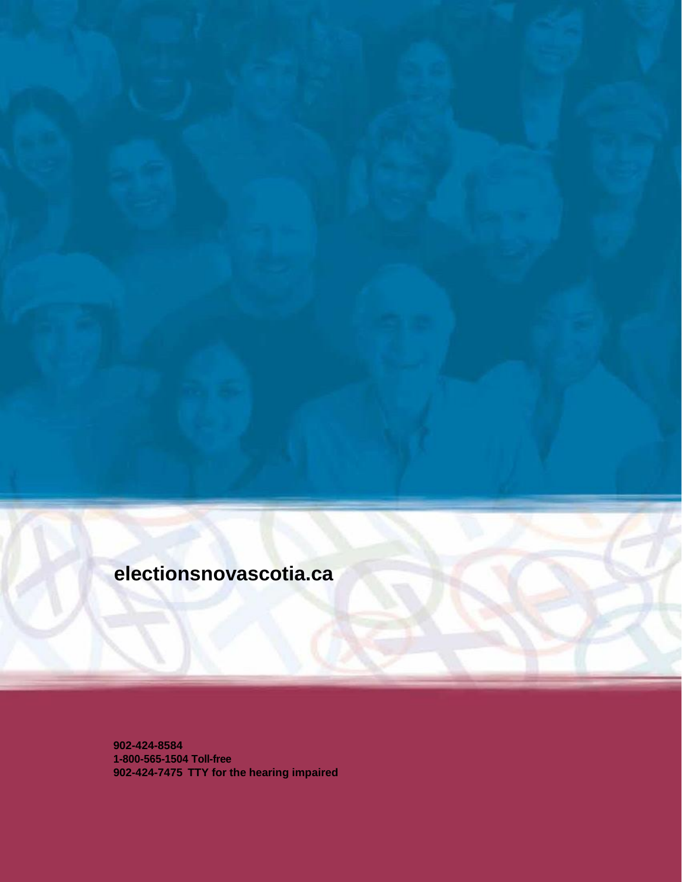**electionsnovascotia.ca**

**902-424-8584**
**1-800-565-1504 Toll-free**
**902-424-7475 TTY for the hearing impaired**